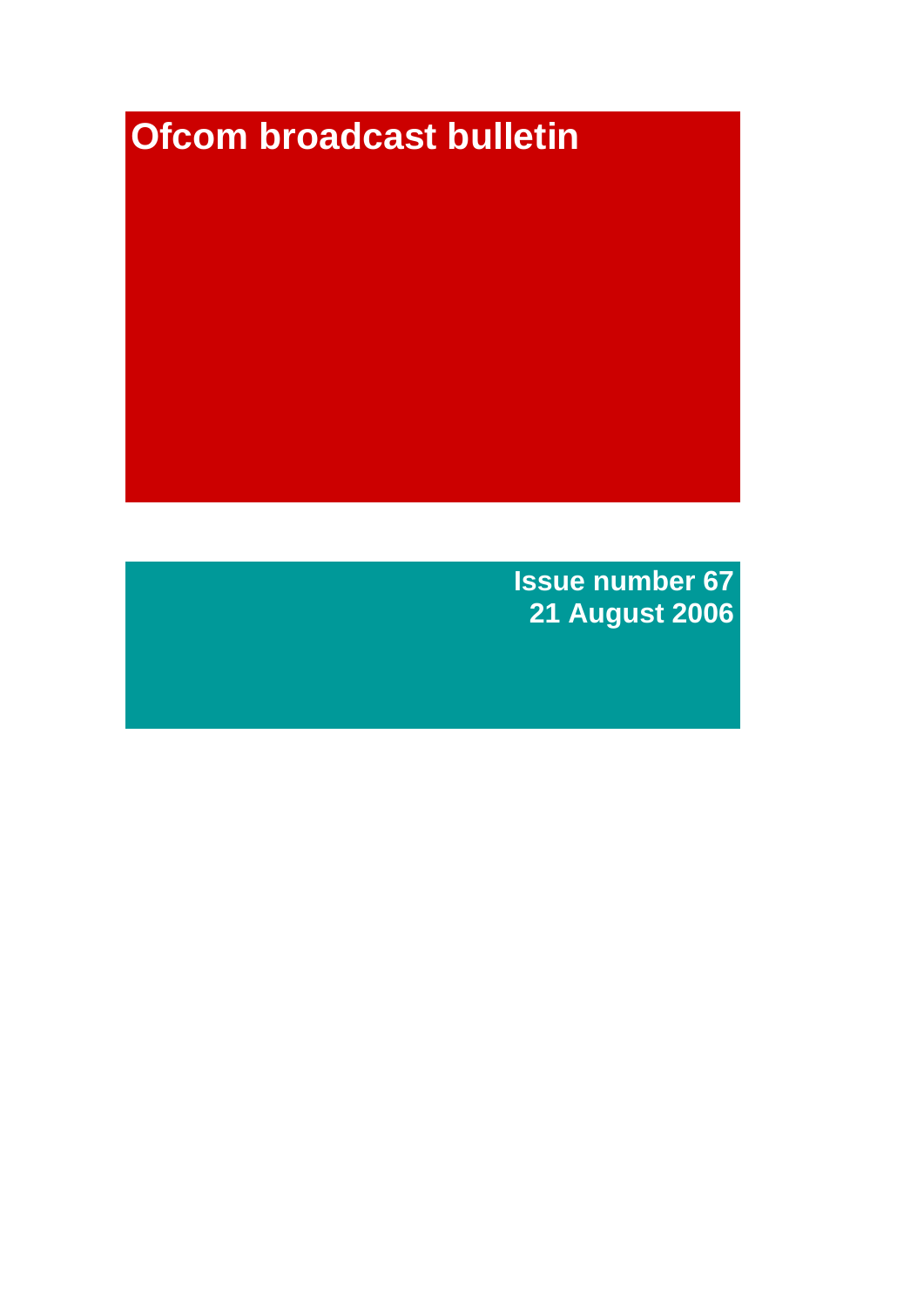# Ofcom broadcast bulletin

**Issue number 67**
**21 August 2006**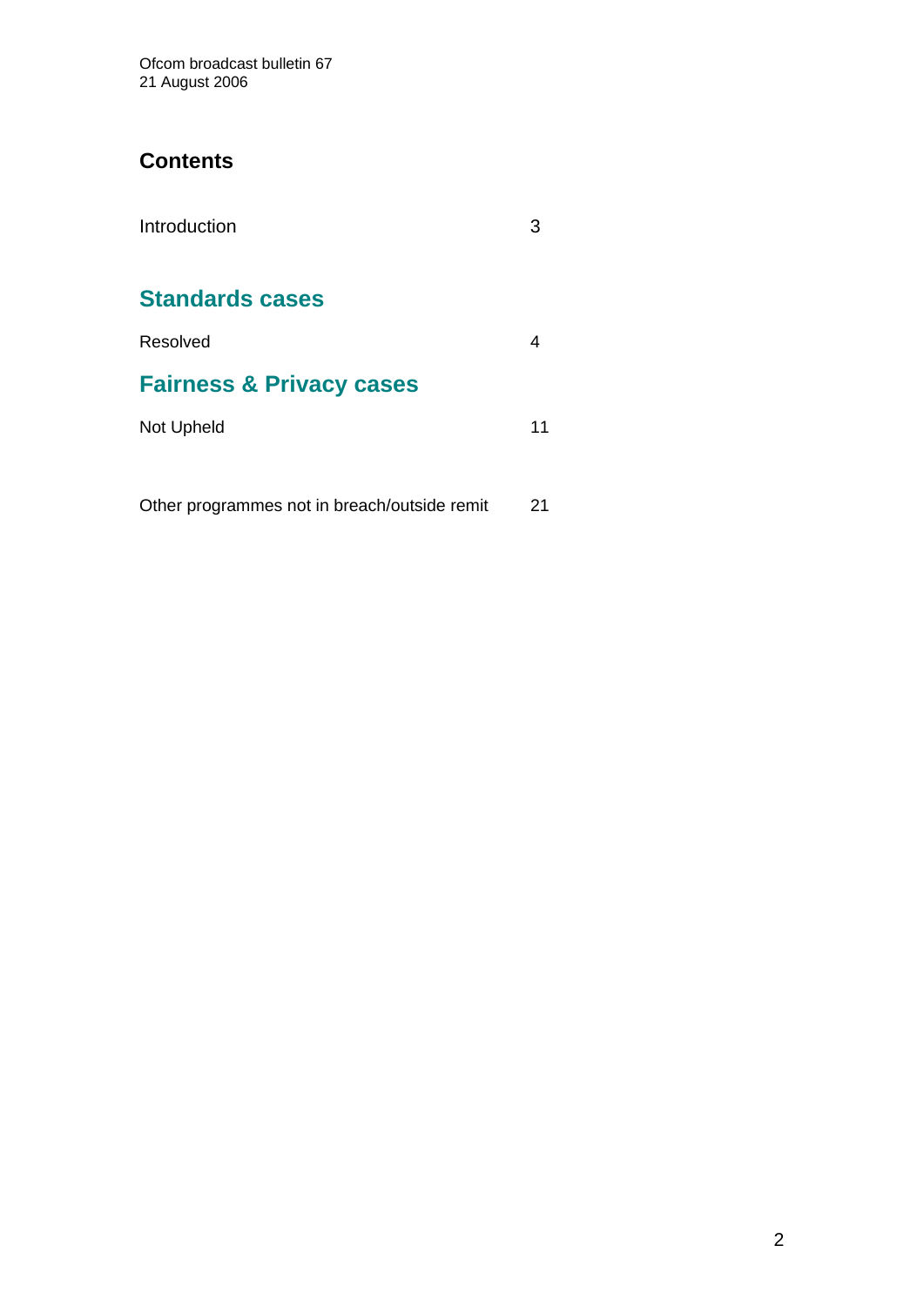## Contents

Introduction 3

## Standards cases

Resolved 4

## Fairness & Privacy cases

Not Upheld 11

Other programmes not in breach/outside remit 21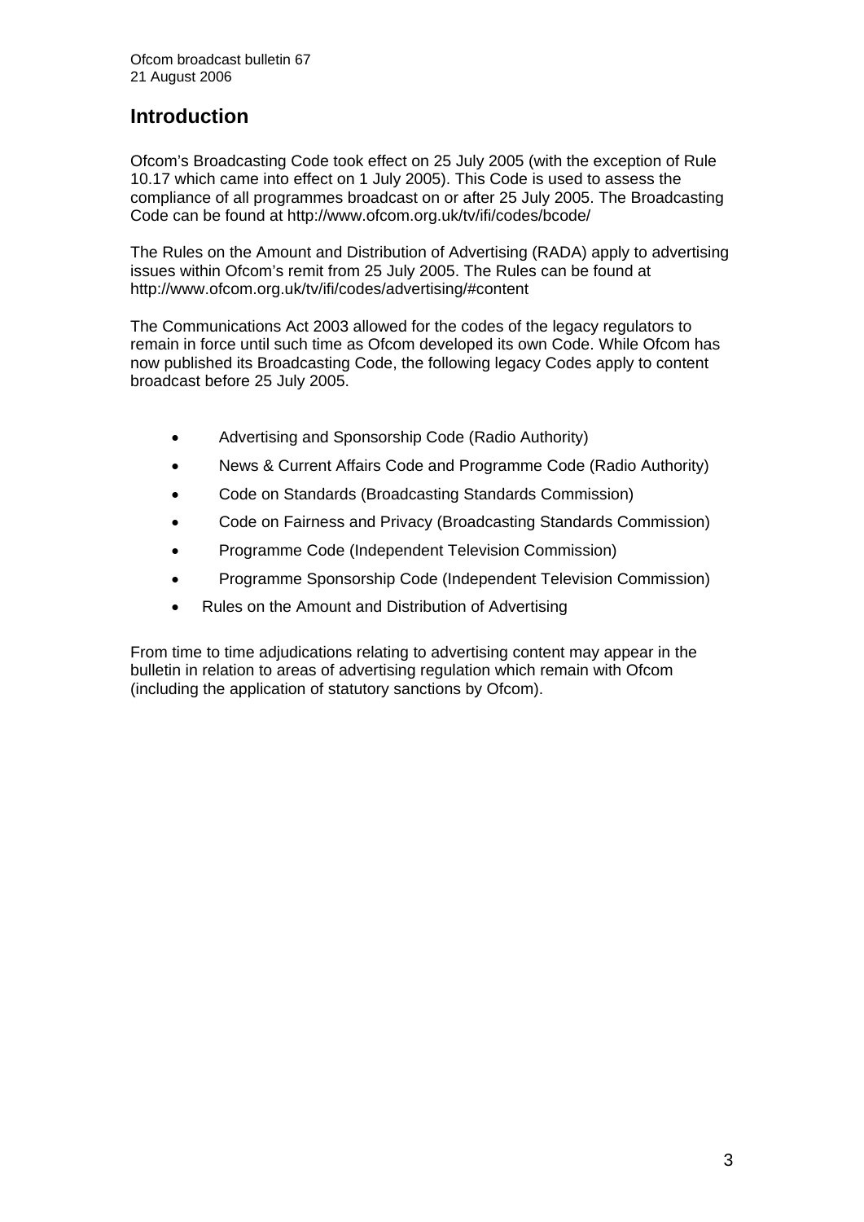## Introduction

Ofcom's Broadcasting Code took effect on 25 July 2005 (with the exception of Rule 10.17 which came into effect on 1 July 2005). This Code is used to assess the compliance of all programmes broadcast on or after 25 July 2005. The Broadcasting Code can be found at http://www.ofcom.org.uk/tv/ifi/codes/bcode/

The Rules on the Amount and Distribution of Advertising (RADA) apply to advertising issues within Ofcom's remit from 25 July 2005. The Rules can be found at http://www.ofcom.org.uk/tv/ifi/codes/advertising/#content

The Communications Act 2003 allowed for the codes of the legacy regulators to remain in force until such time as Ofcom developed its own Code. While Ofcom has now published its Broadcasting Code, the following legacy Codes apply to content broadcast before 25 July 2005.

- Advertising and Sponsorship Code (Radio Authority)
- News & Current Affairs Code and Programme Code (Radio Authority)
- Code on Standards (Broadcasting Standards Commission)
- Code on Fairness and Privacy (Broadcasting Standards Commission)
- Programme Code (Independent Television Commission)
- Programme Sponsorship Code (Independent Television Commission)
- Rules on the Amount and Distribution of Advertising

From time to time adjudications relating to advertising content may appear in the bulletin in relation to areas of advertising regulation which remain with Ofcom (including the application of statutory sanctions by Ofcom).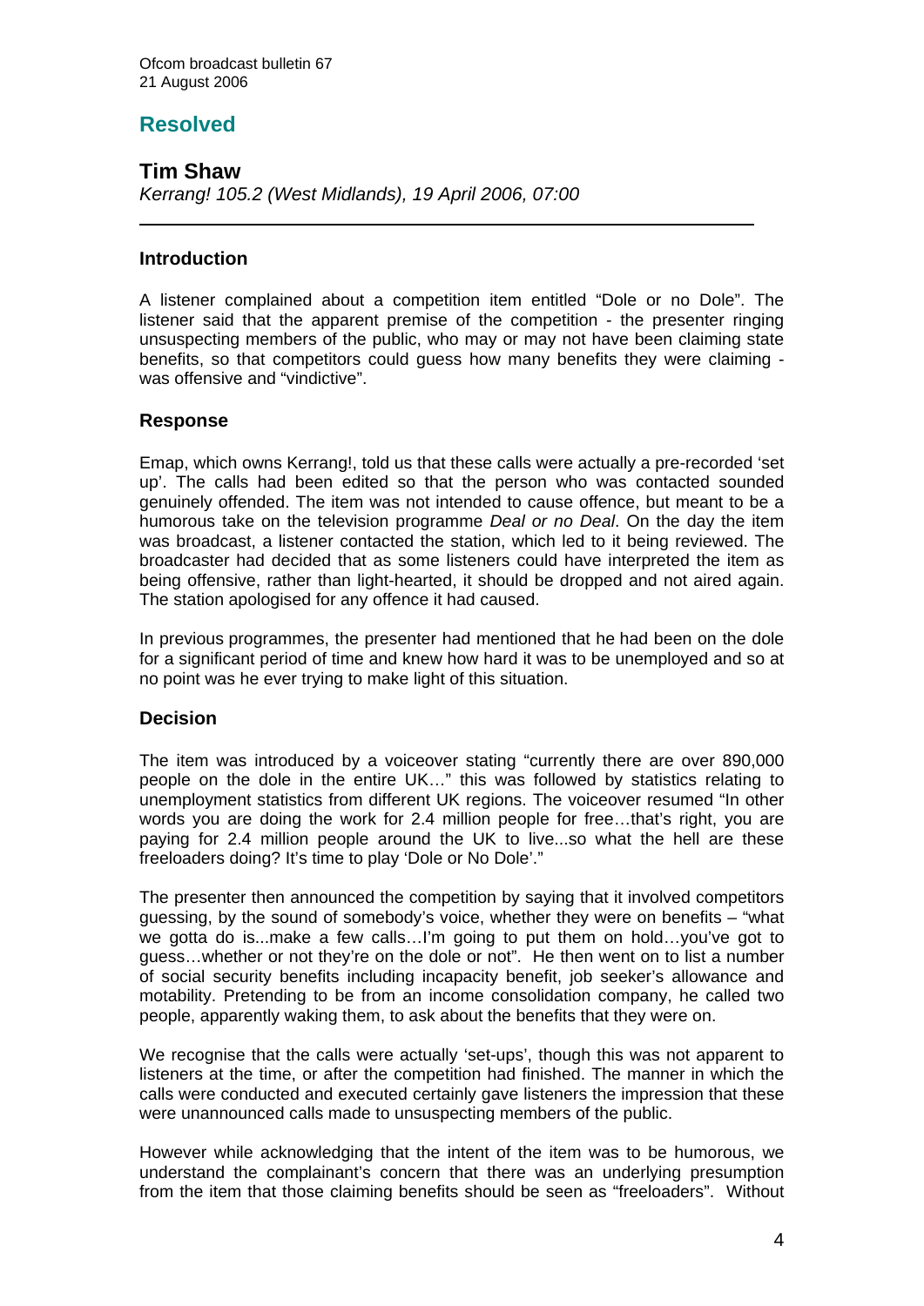## Resolved

### Tim Shaw

*Kerrang! 105.2 (West Midlands), 19 April 2006, 07:00*

---

#### Introduction

A listener complained about a competition item entitled "Dole or no Dole". The listener said that the apparent premise of the competition - the presenter ringing unsuspecting members of the public, who may or may not have been claiming state benefits, so that competitors could guess how many benefits they were claiming - was offensive and "vindictive".

#### Response

Emap, which owns Kerrang!, told us that these calls were actually a pre-recorded 'set up'. The calls had been edited so that the person who was contacted sounded genuinely offended. The item was not intended to cause offence, but meant to be a humorous take on the television programme *Deal or no Deal*. On the day the item was broadcast, a listener contacted the station, which led to it being reviewed. The broadcaster had decided that as some listeners could have interpreted the item as being offensive, rather than light-hearted, it should be dropped and not aired again. The station apologised for any offence it had caused.

In previous programmes, the presenter had mentioned that he had been on the dole for a significant period of time and knew how hard it was to be unemployed and so at no point was he ever trying to make light of this situation.

#### Decision

The item was introduced by a voiceover stating "currently there are over 890,000 people on the dole in the entire UK…" this was followed by statistics relating to unemployment statistics from different UK regions. The voiceover resumed "In other words you are doing the work for 2.4 million people for free…that's right, you are paying for 2.4 million people around the UK to live...so what the hell are these freeloaders doing? It's time to play 'Dole or No Dole'."

The presenter then announced the competition by saying that it involved competitors guessing, by the sound of somebody's voice, whether they were on benefits – "what we gotta do is...make a few calls…I'm going to put them on hold…you've got to guess…whether or not they're on the dole or not". He then went on to list a number of social security benefits including incapacity benefit, job seeker's allowance and motability. Pretending to be from an income consolidation company, he called two people, apparently waking them, to ask about the benefits that they were on.

We recognise that the calls were actually 'set-ups', though this was not apparent to listeners at the time, or after the competition had finished. The manner in which the calls were conducted and executed certainly gave listeners the impression that these were unannounced calls made to unsuspecting members of the public.

However while acknowledging that the intent of the item was to be humorous, we understand the complainant's concern that there was an underlying presumption from the item that those claiming benefits should be seen as "freeloaders". Without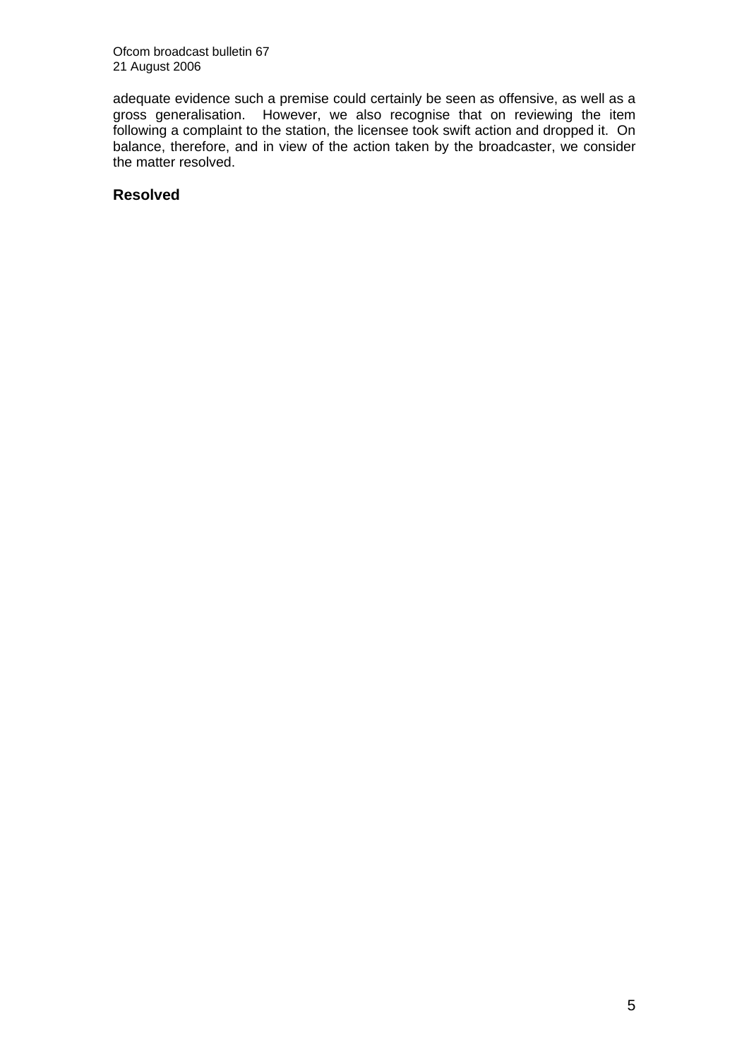adequate evidence such a premise could certainly be seen as offensive, as well as a gross generalisation. However, we also recognise that on reviewing the item following a complaint to the station, the licensee took swift action and dropped it. On balance, therefore, and in view of the action taken by the broadcaster, we consider the matter resolved.

**Resolved**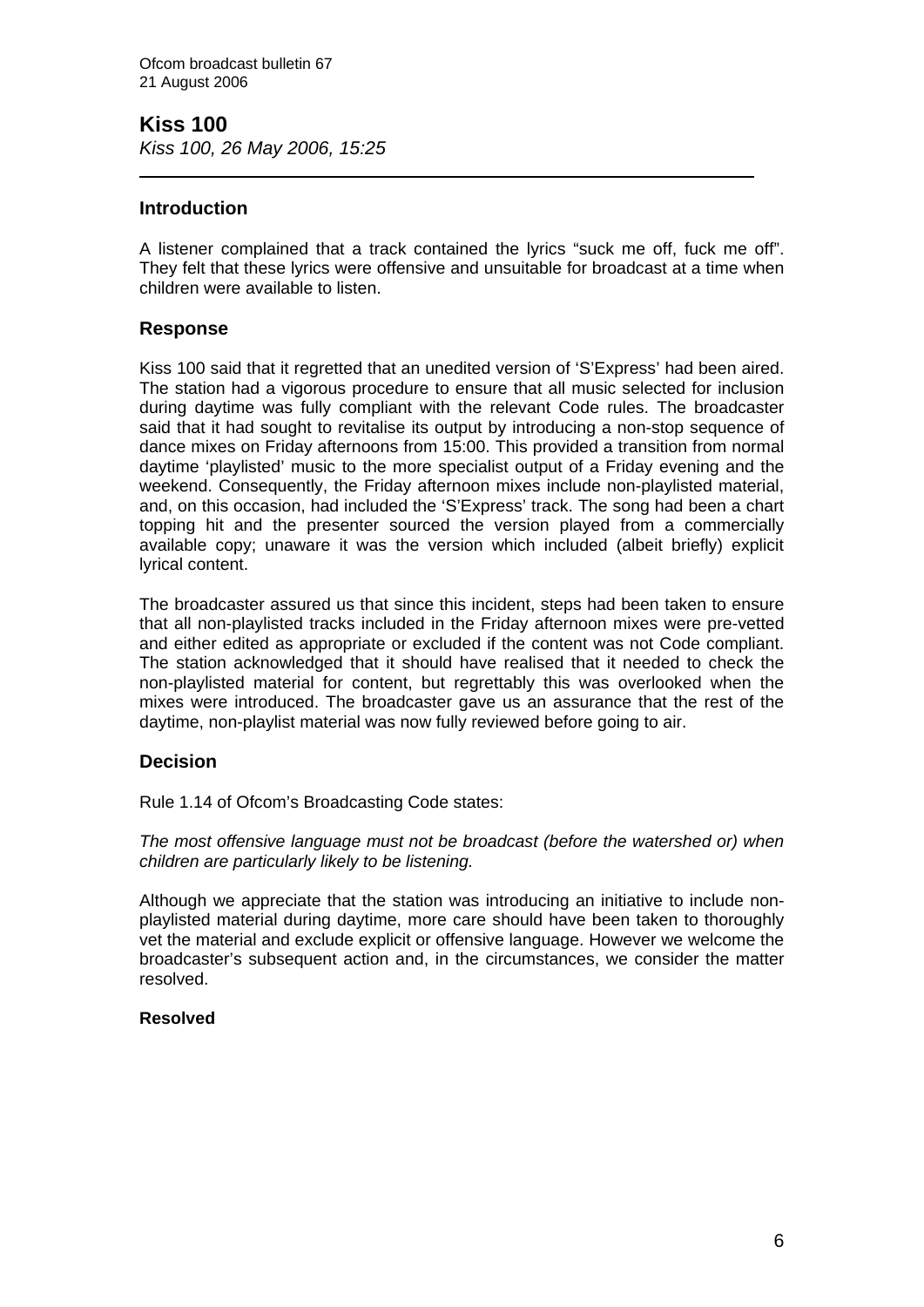## Kiss 100

*Kiss 100, 26 May 2006, 15:25*

---

### Introduction

A listener complained that a track contained the lyrics “suck me off, fuck me off”. They felt that these lyrics were offensive and unsuitable for broadcast at a time when children were available to listen.

### Response

Kiss 100 said that it regretted that an unedited version of ‘S’Express’ had been aired. The station had a vigorous procedure to ensure that all music selected for inclusion during daytime was fully compliant with the relevant Code rules. The broadcaster said that it had sought to revitalise its output by introducing a non-stop sequence of dance mixes on Friday afternoons from 15:00. This provided a transition from normal daytime ‘playlisted’ music to the more specialist output of a Friday evening and the weekend. Consequently, the Friday afternoon mixes include non-playlisted material, and, on this occasion, had included the ‘S’Express’ track. The song had been a chart topping hit and the presenter sourced the version played from a commercially available copy; unaware it was the version which included (albeit briefly) explicit lyrical content.

The broadcaster assured us that since this incident, steps had been taken to ensure that all non-playlisted tracks included in the Friday afternoon mixes were pre-vetted and either edited as appropriate or excluded if the content was not Code compliant. The station acknowledged that it should have realised that it needed to check the non-playlisted material for content, but regrettably this was overlooked when the mixes were introduced. The broadcaster gave us an assurance that the rest of the daytime, non-playlist material was now fully reviewed before going to air.

### Decision

Rule 1.14 of Ofcom’s Broadcasting Code states:

*The most offensive language must not be broadcast (before the watershed or) when children are particularly likely to be listening.*

Although we appreciate that the station was introducing an initiative to include non-playlisted material during daytime, more care should have been taken to thoroughly vet the material and exclude explicit or offensive language. However we welcome the broadcaster’s subsequent action and, in the circumstances, we consider the matter resolved.

**Resolved**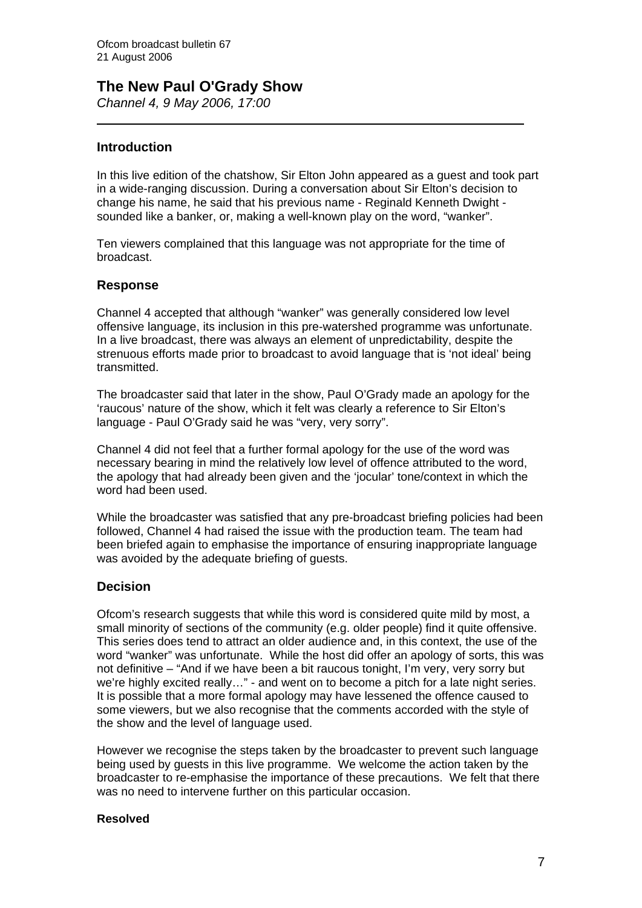## The New Paul O'Grady Show

*Channel 4, 9 May 2006, 17:00*

---

### Introduction

In this live edition of the chatshow, Sir Elton John appeared as a guest and took part in a wide-ranging discussion. During a conversation about Sir Elton's decision to change his name, he said that his previous name - Reginald Kenneth Dwight - sounded like a banker, or, making a well-known play on the word, "wanker".

Ten viewers complained that this language was not appropriate for the time of broadcast.

### Response

Channel 4 accepted that although "wanker" was generally considered low level offensive language, its inclusion in this pre-watershed programme was unfortunate. In a live broadcast, there was always an element of unpredictability, despite the strenuous efforts made prior to broadcast to avoid language that is 'not ideal' being transmitted.

The broadcaster said that later in the show, Paul O'Grady made an apology for the 'raucous' nature of the show, which it felt was clearly a reference to Sir Elton's language - Paul O'Grady said he was "very, very sorry".

Channel 4 did not feel that a further formal apology for the use of the word was necessary bearing in mind the relatively low level of offence attributed to the word, the apology that had already been given and the 'jocular' tone/context in which the word had been used.

While the broadcaster was satisfied that any pre-broadcast briefing policies had been followed, Channel 4 had raised the issue with the production team. The team had been briefed again to emphasise the importance of ensuring inappropriate language was avoided by the adequate briefing of guests.

### Decision

Ofcom's research suggests that while this word is considered quite mild by most, a small minority of sections of the community (e.g. older people) find it quite offensive. This series does tend to attract an older audience and, in this context, the use of the word "wanker" was unfortunate. While the host did offer an apology of sorts, this was not definitive – "And if we have been a bit raucous tonight, I'm very, very sorry but we're highly excited really…" - and went on to become a pitch for a late night series. It is possible that a more formal apology may have lessened the offence caused to some viewers, but we also recognise that the comments accorded with the style of the show and the level of language used.

However we recognise the steps taken by the broadcaster to prevent such language being used by guests in this live programme. We welcome the action taken by the broadcaster to re-emphasise the importance of these precautions. We felt that there was no need to intervene further on this particular occasion.

**Resolved**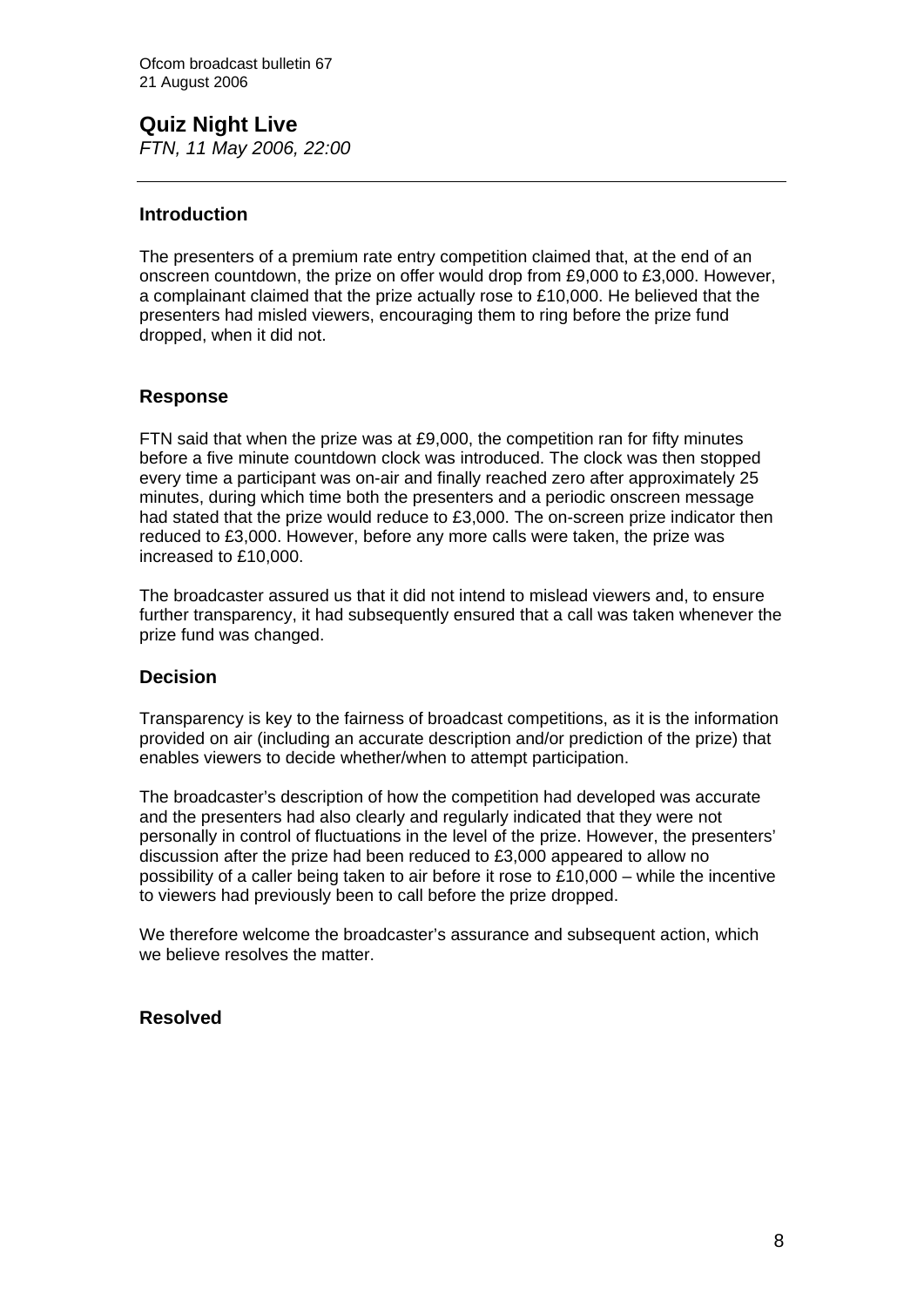## Quiz Night Live

*FTN, 11 May 2006, 22:00*

---

### Introduction

The presenters of a premium rate entry competition claimed that, at the end of an onscreen countdown, the prize on offer would drop from £9,000 to £3,000. However, a complainant claimed that the prize actually rose to £10,000. He believed that the presenters had misled viewers, encouraging them to ring before the prize fund dropped, when it did not.

### Response

FTN said that when the prize was at £9,000, the competition ran for fifty minutes before a five minute countdown clock was introduced. The clock was then stopped every time a participant was on-air and finally reached zero after approximately 25 minutes, during which time both the presenters and a periodic onscreen message had stated that the prize would reduce to £3,000. The on-screen prize indicator then reduced to £3,000. However, before any more calls were taken, the prize was increased to £10,000.

The broadcaster assured us that it did not intend to mislead viewers and, to ensure further transparency, it had subsequently ensured that a call was taken whenever the prize fund was changed.

### Decision

Transparency is key to the fairness of broadcast competitions, as it is the information provided on air (including an accurate description and/or prediction of the prize) that enables viewers to decide whether/when to attempt participation.

The broadcaster's description of how the competition had developed was accurate and the presenters had also clearly and regularly indicated that they were not personally in control of fluctuations in the level of the prize. However, the presenters' discussion after the prize had been reduced to £3,000 appeared to allow no possibility of a caller being taken to air before it rose to £10,000 – while the incentive to viewers had previously been to call before the prize dropped.

We therefore welcome the broadcaster's assurance and subsequent action, which we believe resolves the matter.

### Resolved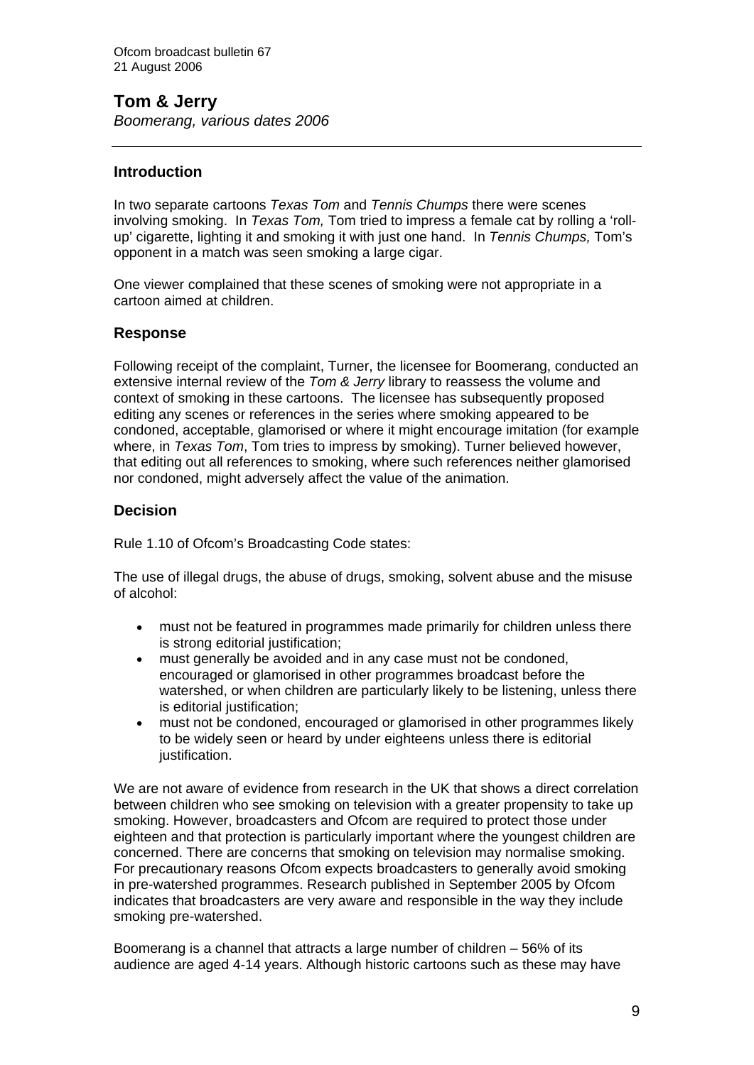## Tom & Jerry

*Boomerang, various dates 2006*

### Introduction

In two separate cartoons *Texas Tom* and *Tennis Chumps* there were scenes involving smoking. In *Texas Tom,* Tom tried to impress a female cat by rolling a 'roll-up' cigarette, lighting it and smoking it with just one hand. In *Tennis Chumps,* Tom's opponent in a match was seen smoking a large cigar.

One viewer complained that these scenes of smoking were not appropriate in a cartoon aimed at children.

### Response

Following receipt of the complaint, Turner, the licensee for Boomerang, conducted an extensive internal review of the *Tom & Jerry* library to reassess the volume and context of smoking in these cartoons. The licensee has subsequently proposed editing any scenes or references in the series where smoking appeared to be condoned, acceptable, glamorised or where it might encourage imitation (for example where, in *Texas Tom*, Tom tries to impress by smoking). Turner believed however, that editing out all references to smoking, where such references neither glamorised nor condoned, might adversely affect the value of the animation.

### Decision

Rule 1.10 of Ofcom's Broadcasting Code states:

The use of illegal drugs, the abuse of drugs, smoking, solvent abuse and the misuse of alcohol:

- must not be featured in programmes made primarily for children unless there is strong editorial justification;
- must generally be avoided and in any case must not be condoned, encouraged or glamorised in other programmes broadcast before the watershed, or when children are particularly likely to be listening, unless there is editorial justification;
- must not be condoned, encouraged or glamorised in other programmes likely to be widely seen or heard by under eighteens unless there is editorial justification.

We are not aware of evidence from research in the UK that shows a direct correlation between children who see smoking on television with a greater propensity to take up smoking. However, broadcasters and Ofcom are required to protect those under eighteen and that protection is particularly important where the youngest children are concerned. There are concerns that smoking on television may normalise smoking. For precautionary reasons Ofcom expects broadcasters to generally avoid smoking in pre-watershed programmes. Research published in September 2005 by Ofcom indicates that broadcasters are very aware and responsible in the way they include smoking pre-watershed.

Boomerang is a channel that attracts a large number of children – 56% of its audience are aged 4-14 years. Although historic cartoons such as these may have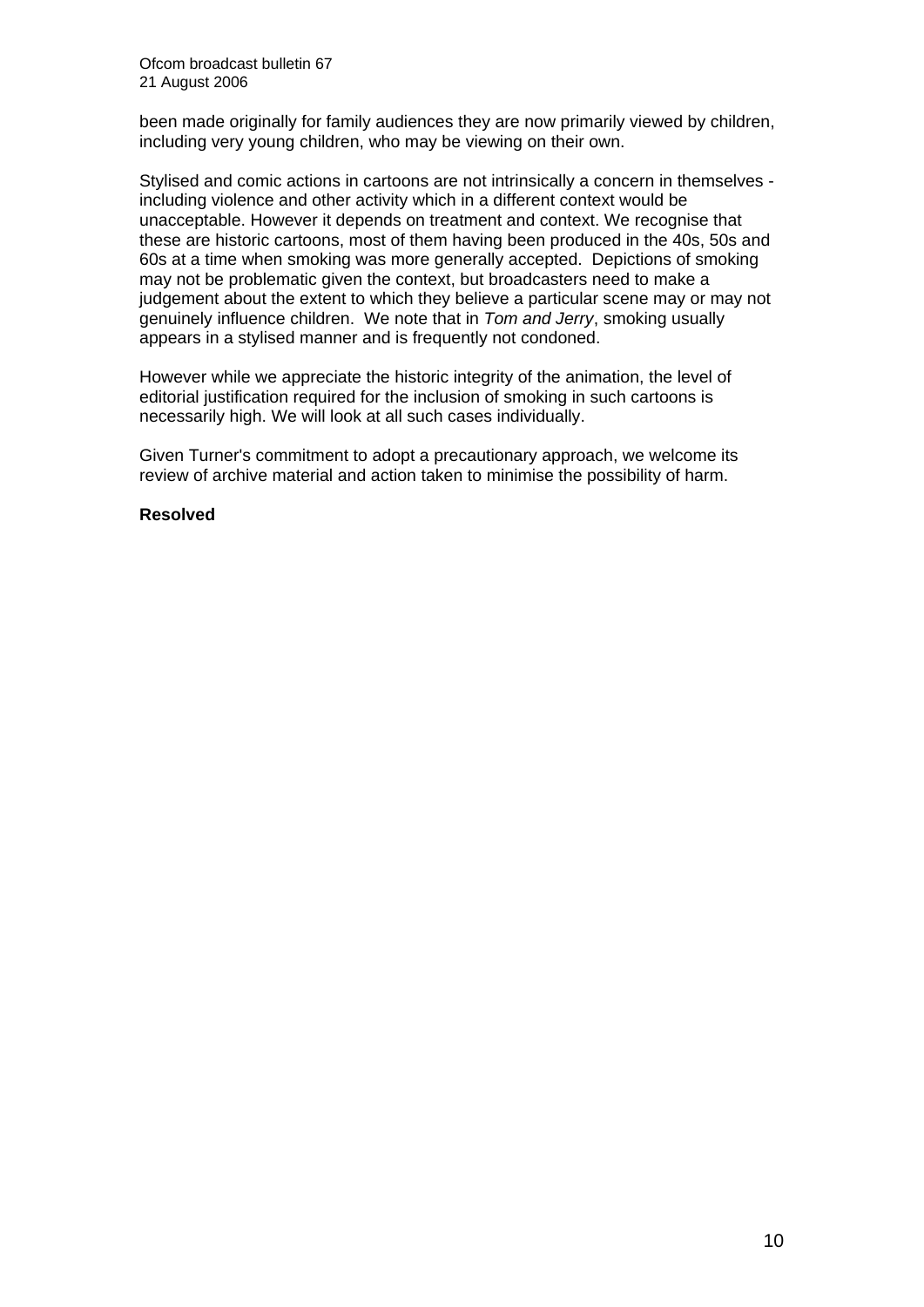been made originally for family audiences they are now primarily viewed by children, including very young children, who may be viewing on their own.

Stylised and comic actions in cartoons are not intrinsically a concern in themselves - including violence and other activity which in a different context would be unacceptable. However it depends on treatment and context. We recognise that these are historic cartoons, most of them having been produced in the 40s, 50s and 60s at a time when smoking was more generally accepted. Depictions of smoking may not be problematic given the context, but broadcasters need to make a judgement about the extent to which they believe a particular scene may or may not genuinely influence children. We note that in *Tom and Jerry*, smoking usually appears in a stylised manner and is frequently not condoned.

However while we appreciate the historic integrity of the animation, the level of editorial justification required for the inclusion of smoking in such cartoons is necessarily high. We will look at all such cases individually.

Given Turner's commitment to adopt a precautionary approach, we welcome its review of archive material and action taken to minimise the possibility of harm.

**Resolved**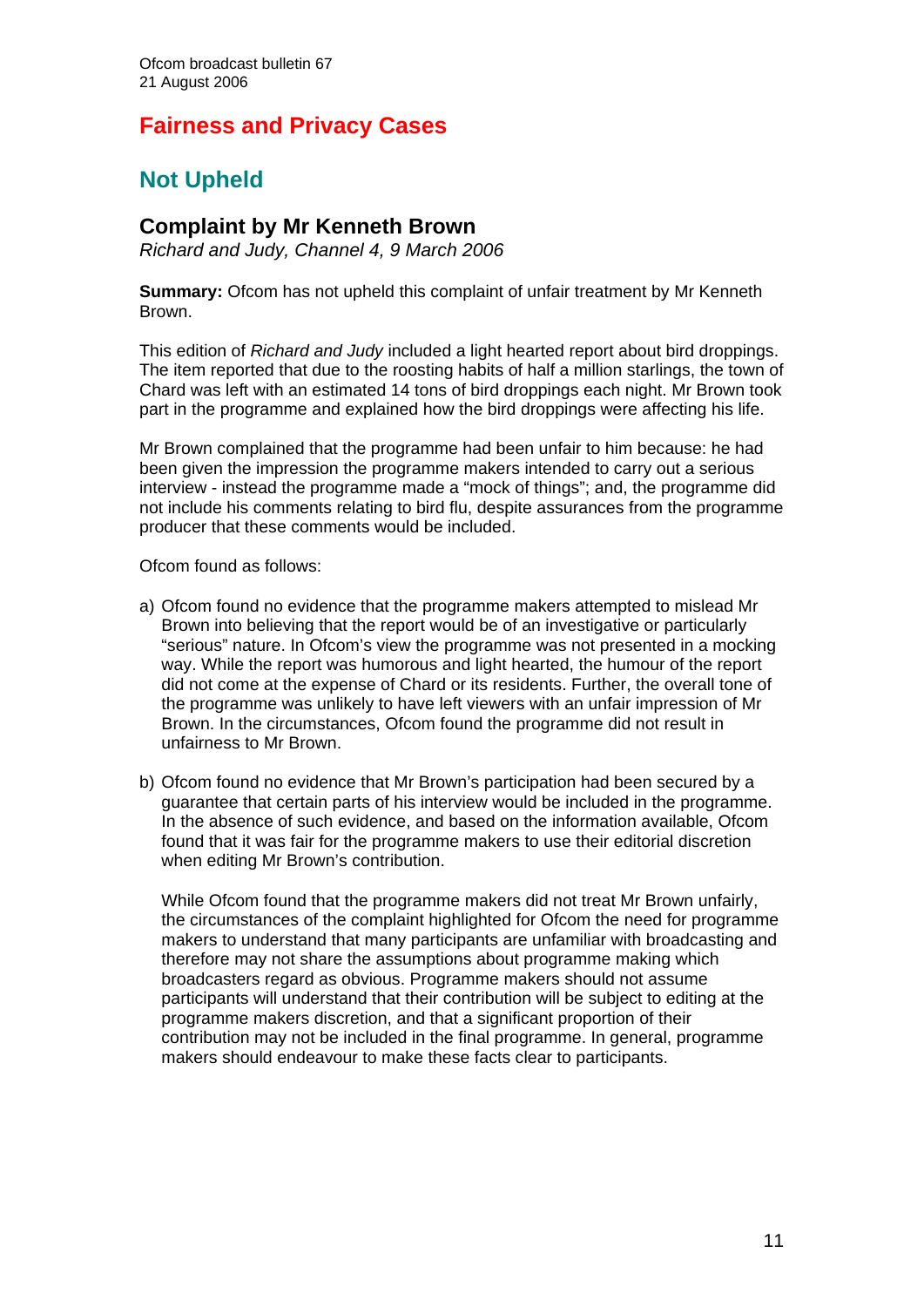## Fairness and Privacy Cases

## Not Upheld

### Complaint by Mr Kenneth Brown

*Richard and Judy, Channel 4, 9 March 2006*

**Summary:** Ofcom has not upheld this complaint of unfair treatment by Mr Kenneth Brown.

This edition of *Richard and Judy* included a light hearted report about bird droppings. The item reported that due to the roosting habits of half a million starlings, the town of Chard was left with an estimated 14 tons of bird droppings each night. Mr Brown took part in the programme and explained how the bird droppings were affecting his life.

Mr Brown complained that the programme had been unfair to him because: he had been given the impression the programme makers intended to carry out a serious interview - instead the programme made a "mock of things"; and, the programme did not include his comments relating to bird flu, despite assurances from the programme producer that these comments would be included.

Ofcom found as follows:

a) Ofcom found no evidence that the programme makers attempted to mislead Mr Brown into believing that the report would be of an investigative or particularly "serious" nature. In Ofcom's view the programme was not presented in a mocking way. While the report was humorous and light hearted, the humour of the report did not come at the expense of Chard or its residents. Further, the overall tone of the programme was unlikely to have left viewers with an unfair impression of Mr Brown. In the circumstances, Ofcom found the programme did not result in unfairness to Mr Brown.

b) Ofcom found no evidence that Mr Brown's participation had been secured by a guarantee that certain parts of his interview would be included in the programme. In the absence of such evidence, and based on the information available, Ofcom found that it was fair for the programme makers to use their editorial discretion when editing Mr Brown's contribution.

   While Ofcom found that the programme makers did not treat Mr Brown unfairly, the circumstances of the complaint highlighted for Ofcom the need for programme makers to understand that many participants are unfamiliar with broadcasting and therefore may not share the assumptions about programme making which broadcasters regard as obvious. Programme makers should not assume participants will understand that their contribution will be subject to editing at the programme makers discretion, and that a significant proportion of their contribution may not be included in the final programme. In general, programme makers should endeavour to make these facts clear to participants.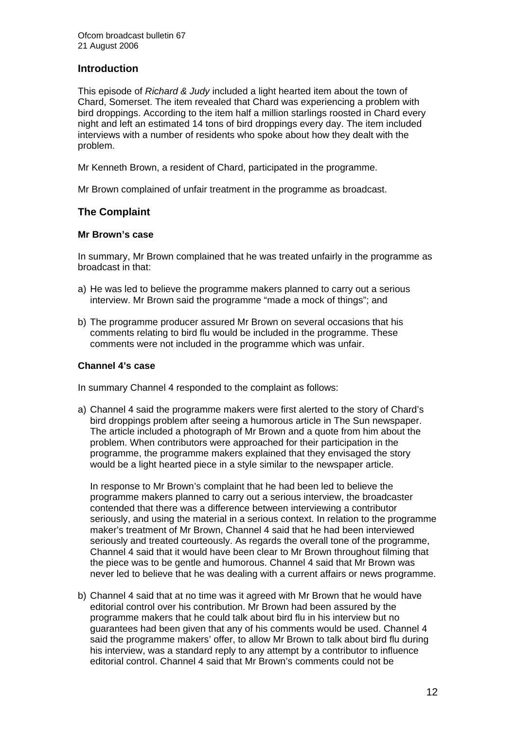## Introduction

This episode of *Richard & Judy* included a light hearted item about the town of Chard, Somerset. The item revealed that Chard was experiencing a problem with bird droppings. According to the item half a million starlings roosted in Chard every night and left an estimated 14 tons of bird droppings every day. The item included interviews with a number of residents who spoke about how they dealt with the problem.

Mr Kenneth Brown, a resident of Chard, participated in the programme.

Mr Brown complained of unfair treatment in the programme as broadcast.

## The Complaint

### Mr Brown's case

In summary, Mr Brown complained that he was treated unfairly in the programme as broadcast in that:

a) He was led to believe the programme makers planned to carry out a serious interview. Mr Brown said the programme "made a mock of things"; and

b) The programme producer assured Mr Brown on several occasions that his comments relating to bird flu would be included in the programme. These comments were not included in the programme which was unfair.

### Channel 4's case

In summary Channel 4 responded to the complaint as follows:

a) Channel 4 said the programme makers were first alerted to the story of Chard's bird droppings problem after seeing a humorous article in The Sun newspaper. The article included a photograph of Mr Brown and a quote from him about the problem. When contributors were approached for their participation in the programme, the programme makers explained that they envisaged the story would be a light hearted piece in a style similar to the newspaper article.

   In response to Mr Brown's complaint that he had been led to believe the programme makers planned to carry out a serious interview, the broadcaster contended that there was a difference between interviewing a contributor seriously, and using the material in a serious context. In relation to the programme maker's treatment of Mr Brown, Channel 4 said that he had been interviewed seriously and treated courteously. As regards the overall tone of the programme, Channel 4 said that it would have been clear to Mr Brown throughout filming that the piece was to be gentle and humorous. Channel 4 said that Mr Brown was never led to believe that he was dealing with a current affairs or news programme.

b) Channel 4 said that at no time was it agreed with Mr Brown that he would have editorial control over his contribution. Mr Brown had been assured by the programme makers that he could talk about bird flu in his interview but no guarantees had been given that any of his comments would be used. Channel 4 said the programme makers' offer, to allow Mr Brown to talk about bird flu during his interview, was a standard reply to any attempt by a contributor to influence editorial control. Channel 4 said that Mr Brown's comments could not be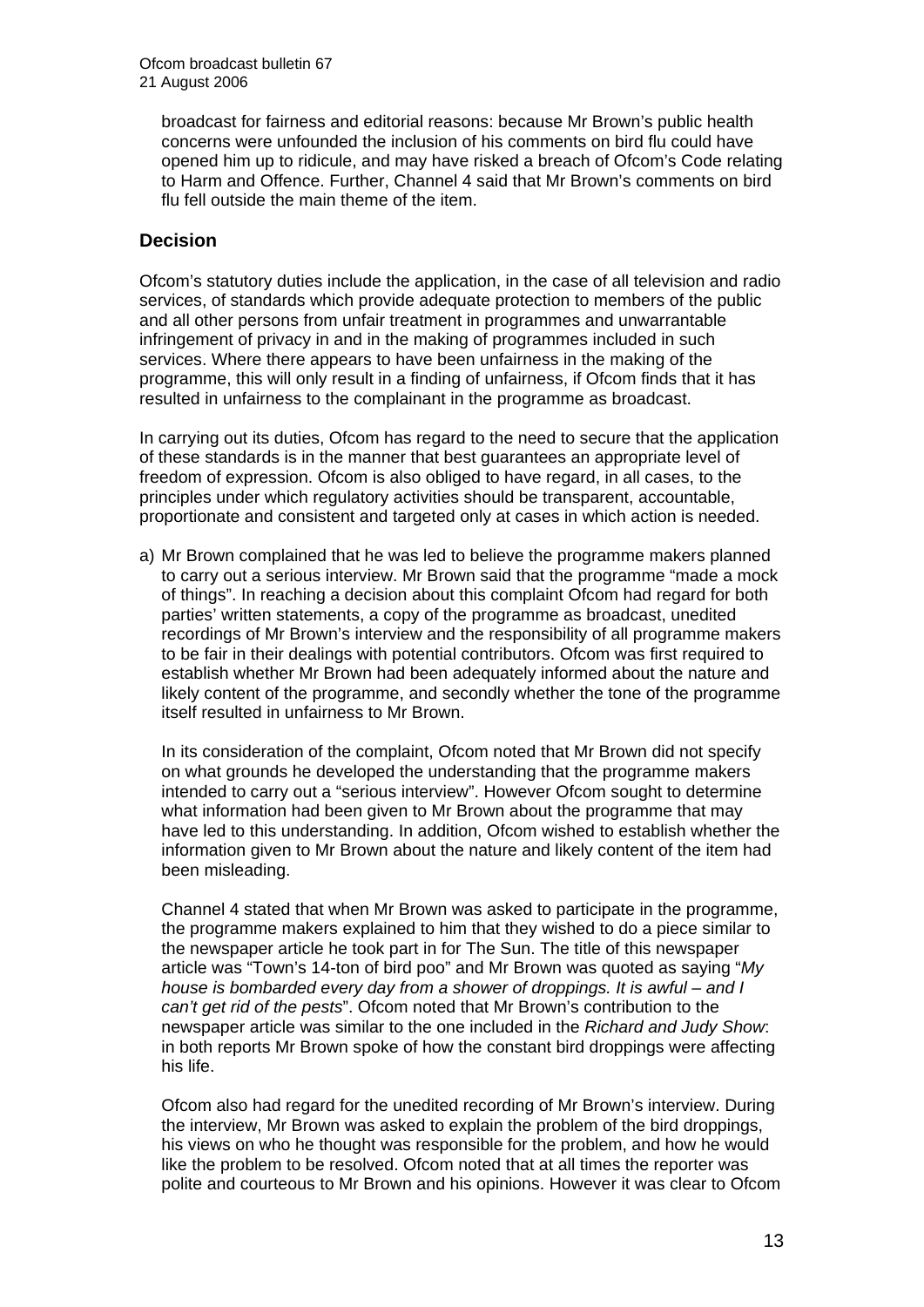broadcast for fairness and editorial reasons: because Mr Brown's public health concerns were unfounded the inclusion of his comments on bird flu could have opened him up to ridicule, and may have risked a breach of Ofcom's Code relating to Harm and Offence. Further, Channel 4 said that Mr Brown's comments on bird flu fell outside the main theme of the item.

## Decision

Ofcom's statutory duties include the application, in the case of all television and radio services, of standards which provide adequate protection to members of the public and all other persons from unfair treatment in programmes and unwarrantable infringement of privacy in and in the making of programmes included in such services. Where there appears to have been unfairness in the making of the programme, this will only result in a finding of unfairness, if Ofcom finds that it has resulted in unfairness to the complainant in the programme as broadcast.

In carrying out its duties, Ofcom has regard to the need to secure that the application of these standards is in the manner that best guarantees an appropriate level of freedom of expression. Ofcom is also obliged to have regard, in all cases, to the principles under which regulatory activities should be transparent, accountable, proportionate and consistent and targeted only at cases in which action is needed.

a) Mr Brown complained that he was led to believe the programme makers planned to carry out a serious interview. Mr Brown said that the programme "made a mock of things". In reaching a decision about this complaint Ofcom had regard for both parties' written statements, a copy of the programme as broadcast, unedited recordings of Mr Brown's interview and the responsibility of all programme makers to be fair in their dealings with potential contributors. Ofcom was first required to establish whether Mr Brown had been adequately informed about the nature and likely content of the programme, and secondly whether the tone of the programme itself resulted in unfairness to Mr Brown.

   In its consideration of the complaint, Ofcom noted that Mr Brown did not specify on what grounds he developed the understanding that the programme makers intended to carry out a "serious interview". However Ofcom sought to determine what information had been given to Mr Brown about the programme that may have led to this understanding. In addition, Ofcom wished to establish whether the information given to Mr Brown about the nature and likely content of the item had been misleading.

   Channel 4 stated that when Mr Brown was asked to participate in the programme, the programme makers explained to him that they wished to do a piece similar to the newspaper article he took part in for The Sun. The title of this newspaper article was "Town's 14-ton of bird poo" and Mr Brown was quoted as saying "*My house is bombarded every day from a shower of droppings. It is awful – and I can't get rid of the pests*". Ofcom noted that Mr Brown's contribution to the newspaper article was similar to the one included in the *Richard and Judy Show*: in both reports Mr Brown spoke of how the constant bird droppings were affecting his life.

   Ofcom also had regard for the unedited recording of Mr Brown's interview. During the interview, Mr Brown was asked to explain the problem of the bird droppings, his views on who he thought was responsible for the problem, and how he would like the problem to be resolved. Ofcom noted that at all times the reporter was polite and courteous to Mr Brown and his opinions. However it was clear to Ofcom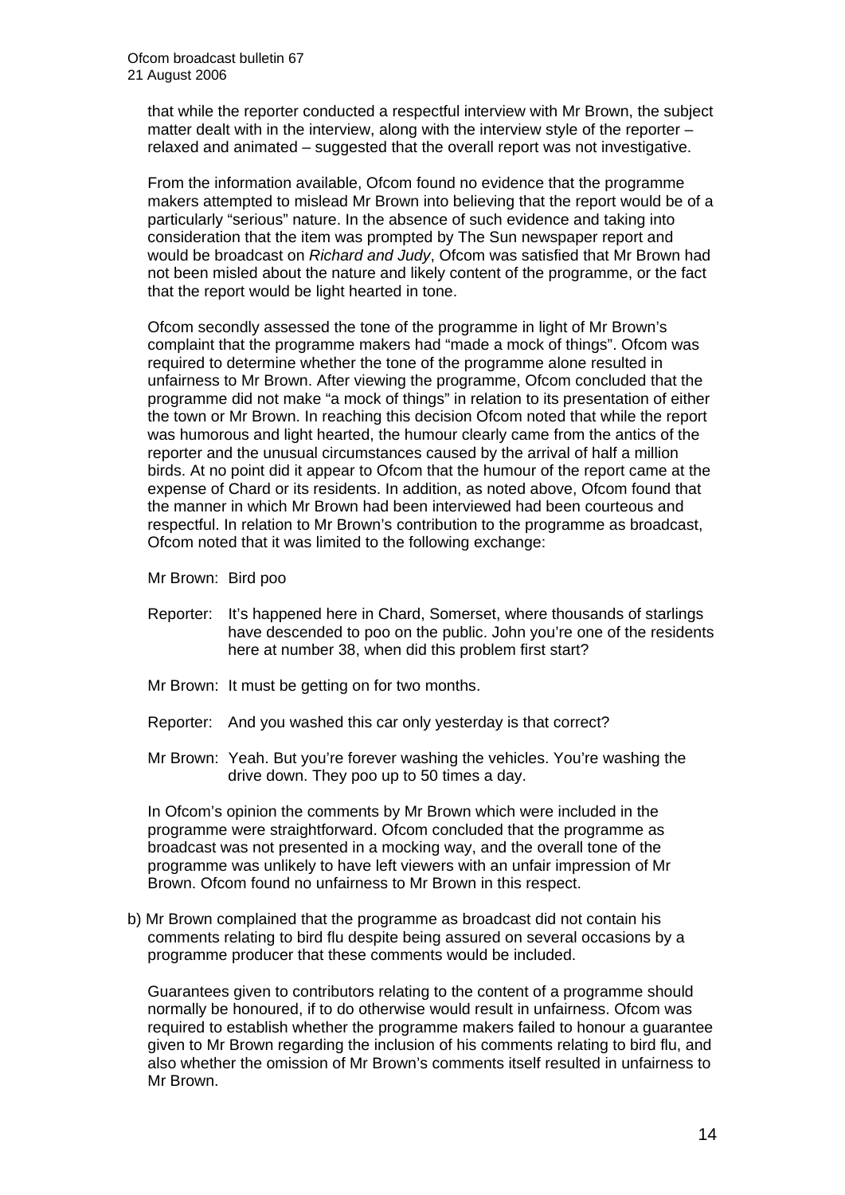that while the reporter conducted a respectful interview with Mr Brown, the subject matter dealt with in the interview, along with the interview style of the reporter – relaxed and animated – suggested that the overall report was not investigative.

From the information available, Ofcom found no evidence that the programme makers attempted to mislead Mr Brown into believing that the report would be of a particularly "serious" nature. In the absence of such evidence and taking into consideration that the item was prompted by The Sun newspaper report and would be broadcast on *Richard and Judy*, Ofcom was satisfied that Mr Brown had not been misled about the nature and likely content of the programme, or the fact that the report would be light hearted in tone.

Ofcom secondly assessed the tone of the programme in light of Mr Brown's complaint that the programme makers had "made a mock of things". Ofcom was required to determine whether the tone of the programme alone resulted in unfairness to Mr Brown. After viewing the programme, Ofcom concluded that the programme did not make "a mock of things" in relation to its presentation of either the town or Mr Brown. In reaching this decision Ofcom noted that while the report was humorous and light hearted, the humour clearly came from the antics of the reporter and the unusual circumstances caused by the arrival of half a million birds. At no point did it appear to Ofcom that the humour of the report came at the expense of Chard or its residents. In addition, as noted above, Ofcom found that the manner in which Mr Brown had been interviewed had been courteous and respectful. In relation to Mr Brown's contribution to the programme as broadcast, Ofcom noted that it was limited to the following exchange:

Mr Brown: Bird poo

Reporter: It's happened here in Chard, Somerset, where thousands of starlings have descended to poo on the public. John you're one of the residents here at number 38, when did this problem first start?

Mr Brown: It must be getting on for two months.

Reporter: And you washed this car only yesterday is that correct?

Mr Brown: Yeah. But you're forever washing the vehicles. You're washing the drive down. They poo up to 50 times a day.

In Ofcom's opinion the comments by Mr Brown which were included in the programme were straightforward. Ofcom concluded that the programme as broadcast was not presented in a mocking way, and the overall tone of the programme was unlikely to have left viewers with an unfair impression of Mr Brown. Ofcom found no unfairness to Mr Brown in this respect.

b) Mr Brown complained that the programme as broadcast did not contain his comments relating to bird flu despite being assured on several occasions by a programme producer that these comments would be included.

Guarantees given to contributors relating to the content of a programme should normally be honoured, if to do otherwise would result in unfairness. Ofcom was required to establish whether the programme makers failed to honour a guarantee given to Mr Brown regarding the inclusion of his comments relating to bird flu, and also whether the omission of Mr Brown's comments itself resulted in unfairness to Mr Brown.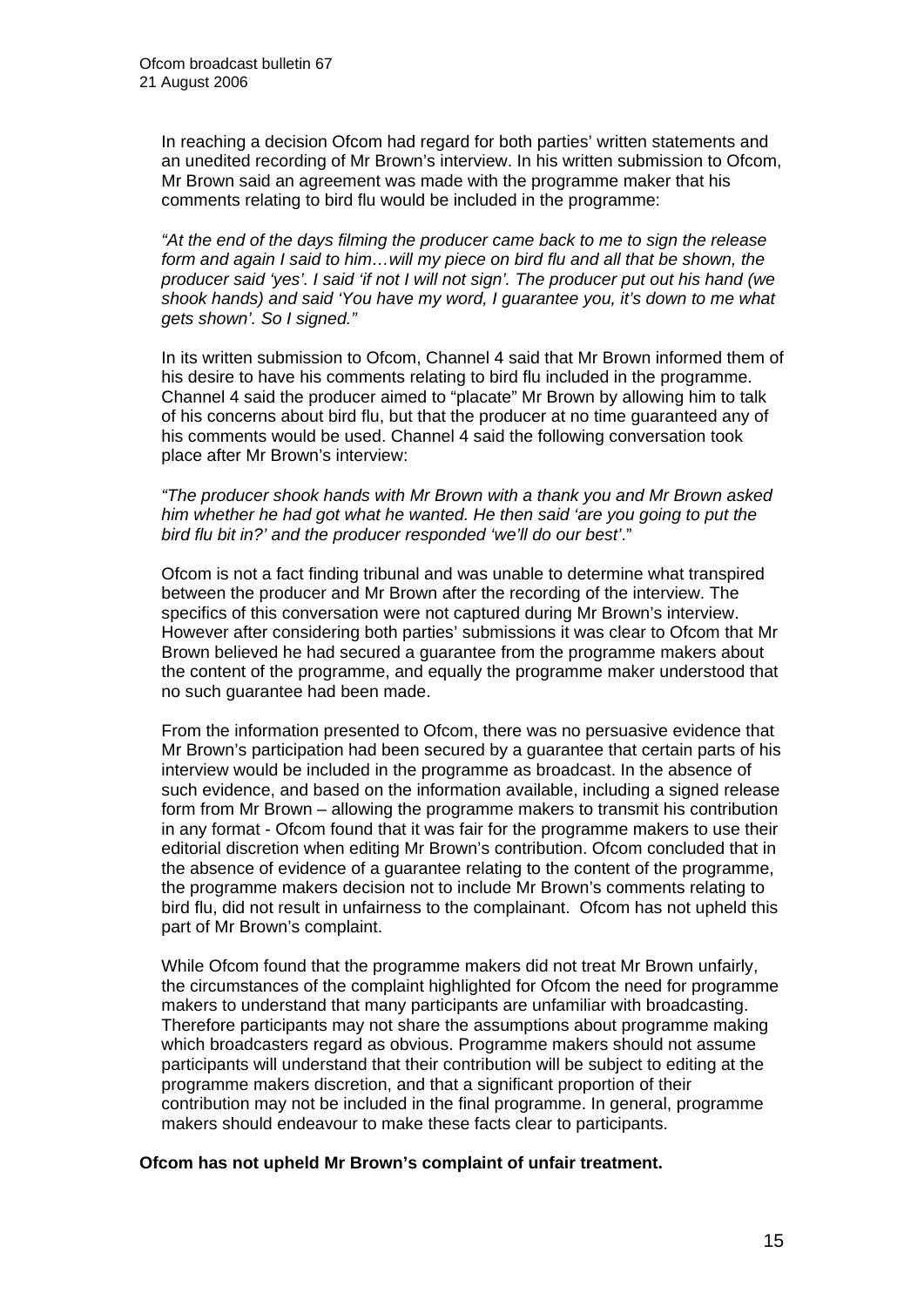In reaching a decision Ofcom had regard for both parties' written statements and an unedited recording of Mr Brown's interview. In his written submission to Ofcom, Mr Brown said an agreement was made with the programme maker that his comments relating to bird flu would be included in the programme:

*"At the end of the days filming the producer came back to me to sign the release form and again I said to him…will my piece on bird flu and all that be shown, the producer said 'yes'. I said 'if not I will not sign'. The producer put out his hand (we shook hands) and said 'You have my word, I guarantee you, it's down to me what gets shown'. So I signed."*

In its written submission to Ofcom, Channel 4 said that Mr Brown informed them of his desire to have his comments relating to bird flu included in the programme. Channel 4 said the producer aimed to "placate" Mr Brown by allowing him to talk of his concerns about bird flu, but that the producer at no time guaranteed any of his comments would be used. Channel 4 said the following conversation took place after Mr Brown's interview:

*"The producer shook hands with Mr Brown with a thank you and Mr Brown asked him whether he had got what he wanted. He then said 'are you going to put the bird flu bit in?' and the producer responded 'we'll do our best'."*

Ofcom is not a fact finding tribunal and was unable to determine what transpired between the producer and Mr Brown after the recording of the interview. The specifics of this conversation were not captured during Mr Brown's interview. However after considering both parties' submissions it was clear to Ofcom that Mr Brown believed he had secured a guarantee from the programme makers about the content of the programme, and equally the programme maker understood that no such guarantee had been made.

From the information presented to Ofcom, there was no persuasive evidence that Mr Brown's participation had been secured by a guarantee that certain parts of his interview would be included in the programme as broadcast. In the absence of such evidence, and based on the information available, including a signed release form from Mr Brown – allowing the programme makers to transmit his contribution in any format - Ofcom found that it was fair for the programme makers to use their editorial discretion when editing Mr Brown's contribution. Ofcom concluded that in the absence of evidence of a guarantee relating to the content of the programme, the programme makers decision not to include Mr Brown's comments relating to bird flu, did not result in unfairness to the complainant. Ofcom has not upheld this part of Mr Brown's complaint.

While Ofcom found that the programme makers did not treat Mr Brown unfairly, the circumstances of the complaint highlighted for Ofcom the need for programme makers to understand that many participants are unfamiliar with broadcasting. Therefore participants may not share the assumptions about programme making which broadcasters regard as obvious. Programme makers should not assume participants will understand that their contribution will be subject to editing at the programme makers discretion, and that a significant proportion of their contribution may not be included in the final programme. In general, programme makers should endeavour to make these facts clear to participants.

**Ofcom has not upheld Mr Brown's complaint of unfair treatment.**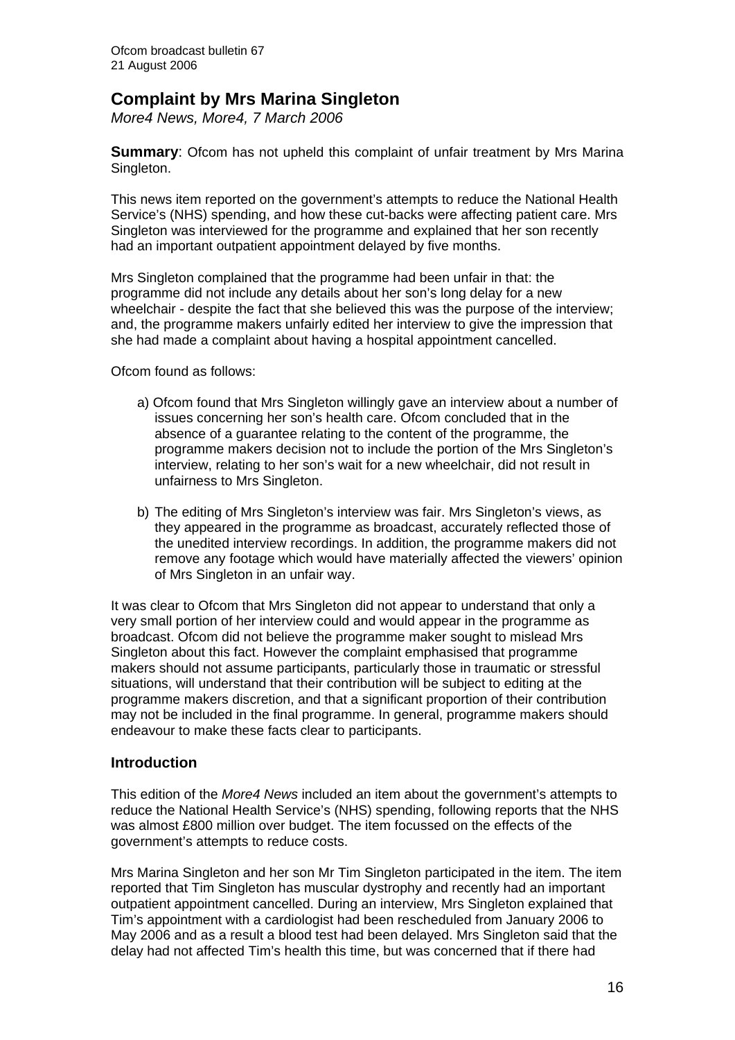## Complaint by Mrs Marina Singleton

*More4 News, More4, 7 March 2006*

**Summary**: Ofcom has not upheld this complaint of unfair treatment by Mrs Marina Singleton.

This news item reported on the government's attempts to reduce the National Health Service's (NHS) spending, and how these cut-backs were affecting patient care. Mrs Singleton was interviewed for the programme and explained that her son recently had an important outpatient appointment delayed by five months.

Mrs Singleton complained that the programme had been unfair in that: the programme did not include any details about her son's long delay for a new wheelchair - despite the fact that she believed this was the purpose of the interview; and, the programme makers unfairly edited her interview to give the impression that she had made a complaint about having a hospital appointment cancelled.

Ofcom found as follows:

a) Ofcom found that Mrs Singleton willingly gave an interview about a number of issues concerning her son's health care. Ofcom concluded that in the absence of a guarantee relating to the content of the programme, the programme makers decision not to include the portion of the Mrs Singleton's interview, relating to her son's wait for a new wheelchair, did not result in unfairness to Mrs Singleton.

b) The editing of Mrs Singleton's interview was fair. Mrs Singleton's views, as they appeared in the programme as broadcast, accurately reflected those of the unedited interview recordings. In addition, the programme makers did not remove any footage which would have materially affected the viewers' opinion of Mrs Singleton in an unfair way.

It was clear to Ofcom that Mrs Singleton did not appear to understand that only a very small portion of her interview could and would appear in the programme as broadcast. Ofcom did not believe the programme maker sought to mislead Mrs Singleton about this fact. However the complaint emphasised that programme makers should not assume participants, particularly those in traumatic or stressful situations, will understand that their contribution will be subject to editing at the programme makers discretion, and that a significant proportion of their contribution may not be included in the final programme. In general, programme makers should endeavour to make these facts clear to participants.

### Introduction

This edition of the *More4 News* included an item about the government's attempts to reduce the National Health Service's (NHS) spending, following reports that the NHS was almost £800 million over budget. The item focussed on the effects of the government's attempts to reduce costs.

Mrs Marina Singleton and her son Mr Tim Singleton participated in the item. The item reported that Tim Singleton has muscular dystrophy and recently had an important outpatient appointment cancelled. During an interview, Mrs Singleton explained that Tim's appointment with a cardiologist had been rescheduled from January 2006 to May 2006 and as a result a blood test had been delayed. Mrs Singleton said that the delay had not affected Tim's health this time, but was concerned that if there had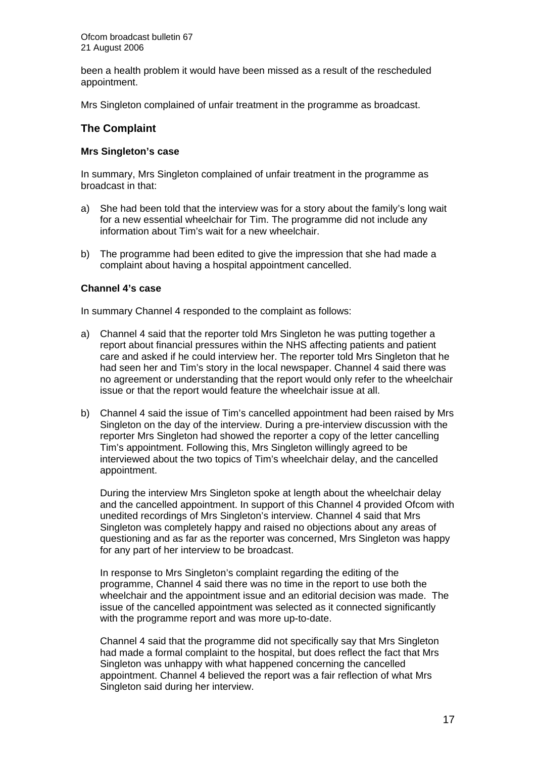been a health problem it would have been missed as a result of the rescheduled appointment.

Mrs Singleton complained of unfair treatment in the programme as broadcast.

## The Complaint

### Mrs Singleton's case

In summary, Mrs Singleton complained of unfair treatment in the programme as broadcast in that:

a) She had been told that the interview was for a story about the family's long wait for a new essential wheelchair for Tim. The programme did not include any information about Tim's wait for a new wheelchair.

b) The programme had been edited to give the impression that she had made a complaint about having a hospital appointment cancelled.

### Channel 4's case

In summary Channel 4 responded to the complaint as follows:

a) Channel 4 said that the reporter told Mrs Singleton he was putting together a report about financial pressures within the NHS affecting patients and patient care and asked if he could interview her. The reporter told Mrs Singleton that he had seen her and Tim's story in the local newspaper. Channel 4 said there was no agreement or understanding that the report would only refer to the wheelchair issue or that the report would feature the wheelchair issue at all.

b) Channel 4 said the issue of Tim's cancelled appointment had been raised by Mrs Singleton on the day of the interview. During a pre-interview discussion with the reporter Mrs Singleton had showed the reporter a copy of the letter cancelling Tim's appointment. Following this, Mrs Singleton willingly agreed to be interviewed about the two topics of Tim's wheelchair delay, and the cancelled appointment.

   During the interview Mrs Singleton spoke at length about the wheelchair delay and the cancelled appointment. In support of this Channel 4 provided Ofcom with unedited recordings of Mrs Singleton's interview. Channel 4 said that Mrs Singleton was completely happy and raised no objections about any areas of questioning and as far as the reporter was concerned, Mrs Singleton was happy for any part of her interview to be broadcast.

   In response to Mrs Singleton's complaint regarding the editing of the programme, Channel 4 said there was no time in the report to use both the wheelchair and the appointment issue and an editorial decision was made. The issue of the cancelled appointment was selected as it connected significantly with the programme report and was more up-to-date.

   Channel 4 said that the programme did not specifically say that Mrs Singleton had made a formal complaint to the hospital, but does reflect the fact that Mrs Singleton was unhappy with what happened concerning the cancelled appointment. Channel 4 believed the report was a fair reflection of what Mrs Singleton said during her interview.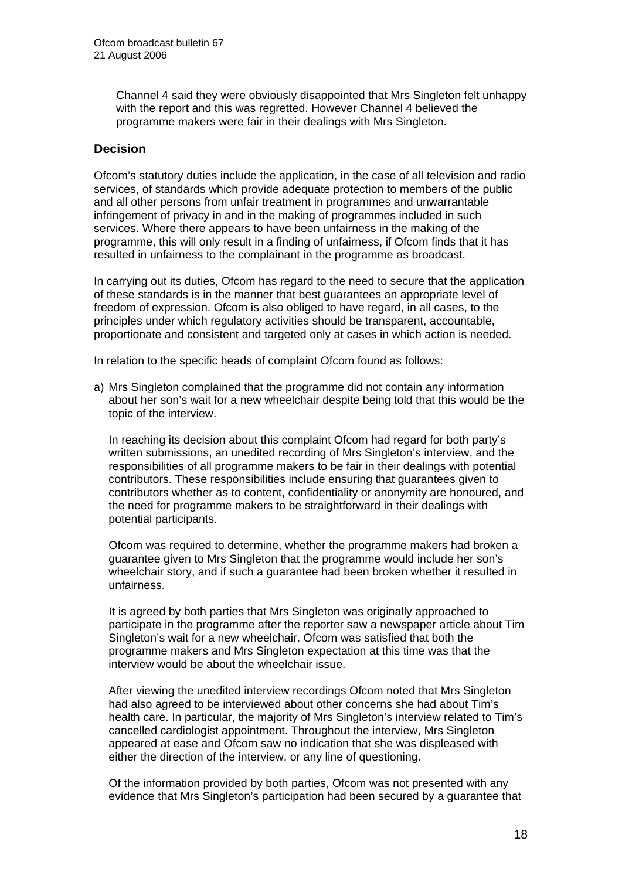Channel 4 said they were obviously disappointed that Mrs Singleton felt unhappy with the report and this was regretted. However Channel 4 believed the programme makers were fair in their dealings with Mrs Singleton.

## Decision

Ofcom's statutory duties include the application, in the case of all television and radio services, of standards which provide adequate protection to members of the public and all other persons from unfair treatment in programmes and unwarrantable infringement of privacy in and in the making of programmes included in such services. Where there appears to have been unfairness in the making of the programme, this will only result in a finding of unfairness, if Ofcom finds that it has resulted in unfairness to the complainant in the programme as broadcast.

In carrying out its duties, Ofcom has regard to the need to secure that the application of these standards is in the manner that best guarantees an appropriate level of freedom of expression. Ofcom is also obliged to have regard, in all cases, to the principles under which regulatory activities should be transparent, accountable, proportionate and consistent and targeted only at cases in which action is needed.

In relation to the specific heads of complaint Ofcom found as follows:

a) Mrs Singleton complained that the programme did not contain any information about her son's wait for a new wheelchair despite being told that this would be the topic of the interview.

   In reaching its decision about this complaint Ofcom had regard for both party's written submissions, an unedited recording of Mrs Singleton's interview, and the responsibilities of all programme makers to be fair in their dealings with potential contributors. These responsibilities include ensuring that guarantees given to contributors whether as to content, confidentiality or anonymity are honoured, and the need for programme makers to be straightforward in their dealings with potential participants.

   Ofcom was required to determine, whether the programme makers had broken a guarantee given to Mrs Singleton that the programme would include her son's wheelchair story, and if such a guarantee had been broken whether it resulted in unfairness.

   It is agreed by both parties that Mrs Singleton was originally approached to participate in the programme after the reporter saw a newspaper article about Tim Singleton's wait for a new wheelchair. Ofcom was satisfied that both the programme makers and Mrs Singleton expectation at this time was that the interview would be about the wheelchair issue.

   After viewing the unedited interview recordings Ofcom noted that Mrs Singleton had also agreed to be interviewed about other concerns she had about Tim's health care. In particular, the majority of Mrs Singleton's interview related to Tim's cancelled cardiologist appointment. Throughout the interview, Mrs Singleton appeared at ease and Ofcom saw no indication that she was displeased with either the direction of the interview, or any line of questioning.

   Of the information provided by both parties, Ofcom was not presented with any evidence that Mrs Singleton's participation had been secured by a guarantee that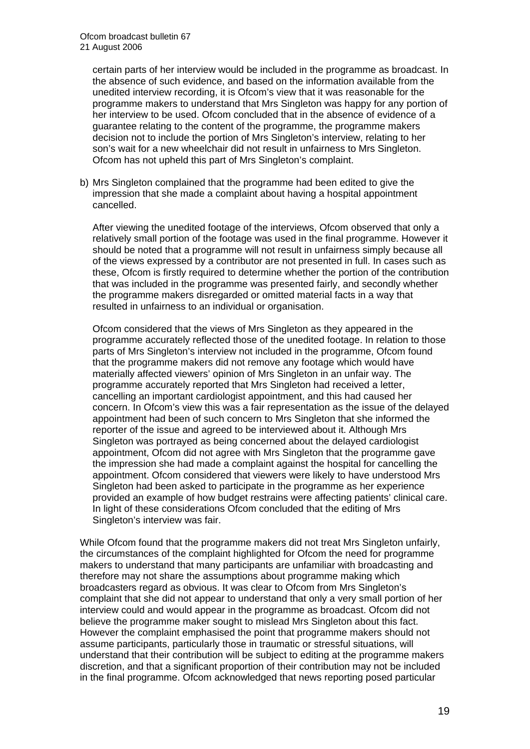certain parts of her interview would be included in the programme as broadcast. In the absence of such evidence, and based on the information available from the unedited interview recording, it is Ofcom's view that it was reasonable for the programme makers to understand that Mrs Singleton was happy for any portion of her interview to be used. Ofcom concluded that in the absence of evidence of a guarantee relating to the content of the programme, the programme makers decision not to include the portion of Mrs Singleton's interview, relating to her son's wait for a new wheelchair did not result in unfairness to Mrs Singleton. Ofcom has not upheld this part of Mrs Singleton's complaint.

b) Mrs Singleton complained that the programme had been edited to give the impression that she made a complaint about having a hospital appointment cancelled.

   After viewing the unedited footage of the interviews, Ofcom observed that only a relatively small portion of the footage was used in the final programme. However it should be noted that a programme will not result in unfairness simply because all of the views expressed by a contributor are not presented in full. In cases such as these, Ofcom is firstly required to determine whether the portion of the contribution that was included in the programme was presented fairly, and secondly whether the programme makers disregarded or omitted material facts in a way that resulted in unfairness to an individual or organisation.

   Ofcom considered that the views of Mrs Singleton as they appeared in the programme accurately reflected those of the unedited footage. In relation to those parts of Mrs Singleton's interview not included in the programme, Ofcom found that the programme makers did not remove any footage which would have materially affected viewers' opinion of Mrs Singleton in an unfair way. The programme accurately reported that Mrs Singleton had received a letter, cancelling an important cardiologist appointment, and this had caused her concern. In Ofcom's view this was a fair representation as the issue of the delayed appointment had been of such concern to Mrs Singleton that she informed the reporter of the issue and agreed to be interviewed about it. Although Mrs Singleton was portrayed as being concerned about the delayed cardiologist appointment, Ofcom did not agree with Mrs Singleton that the programme gave the impression she had made a complaint against the hospital for cancelling the appointment. Ofcom considered that viewers were likely to have understood Mrs Singleton had been asked to participate in the programme as her experience provided an example of how budget restrains were affecting patients' clinical care. In light of these considerations Ofcom concluded that the editing of Mrs Singleton's interview was fair.

While Ofcom found that the programme makers did not treat Mrs Singleton unfairly, the circumstances of the complaint highlighted for Ofcom the need for programme makers to understand that many participants are unfamiliar with broadcasting and therefore may not share the assumptions about programme making which broadcasters regard as obvious. It was clear to Ofcom from Mrs Singleton's complaint that she did not appear to understand that only a very small portion of her interview could and would appear in the programme as broadcast. Ofcom did not believe the programme maker sought to mislead Mrs Singleton about this fact. However the complaint emphasised the point that programme makers should not assume participants, particularly those in traumatic or stressful situations, will understand that their contribution will be subject to editing at the programme makers discretion, and that a significant proportion of their contribution may not be included in the final programme. Ofcom acknowledged that news reporting posed particular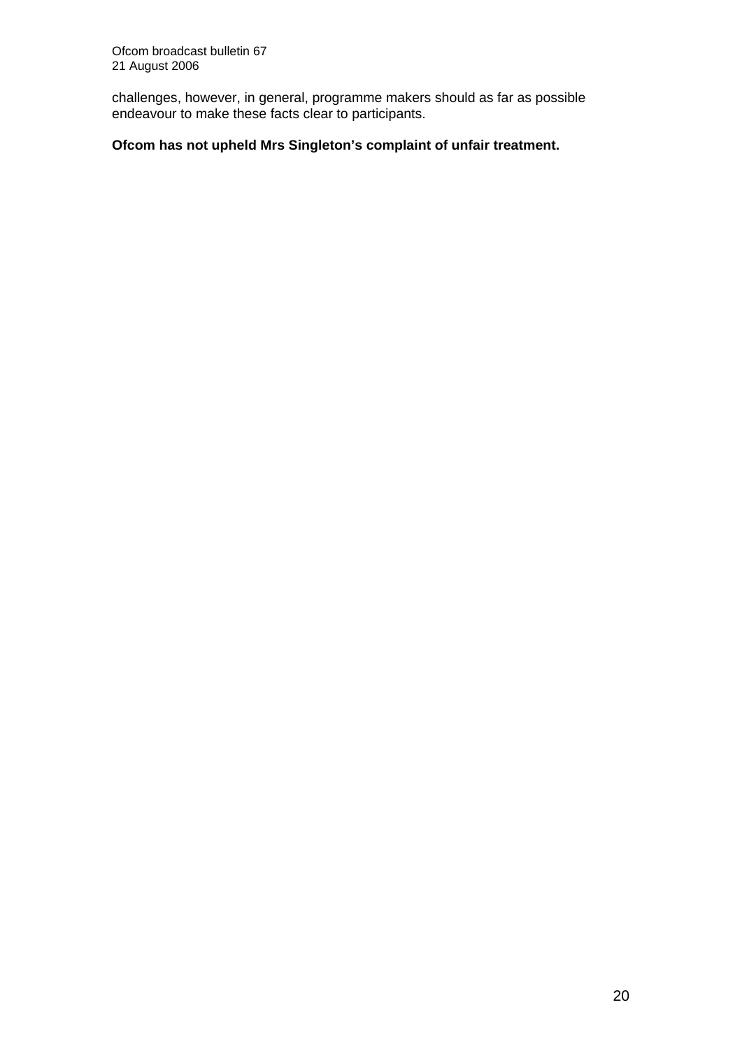challenges, however, in general, programme makers should as far as possible endeavour to make these facts clear to participants.

**Ofcom has not upheld Mrs Singleton's complaint of unfair treatment.**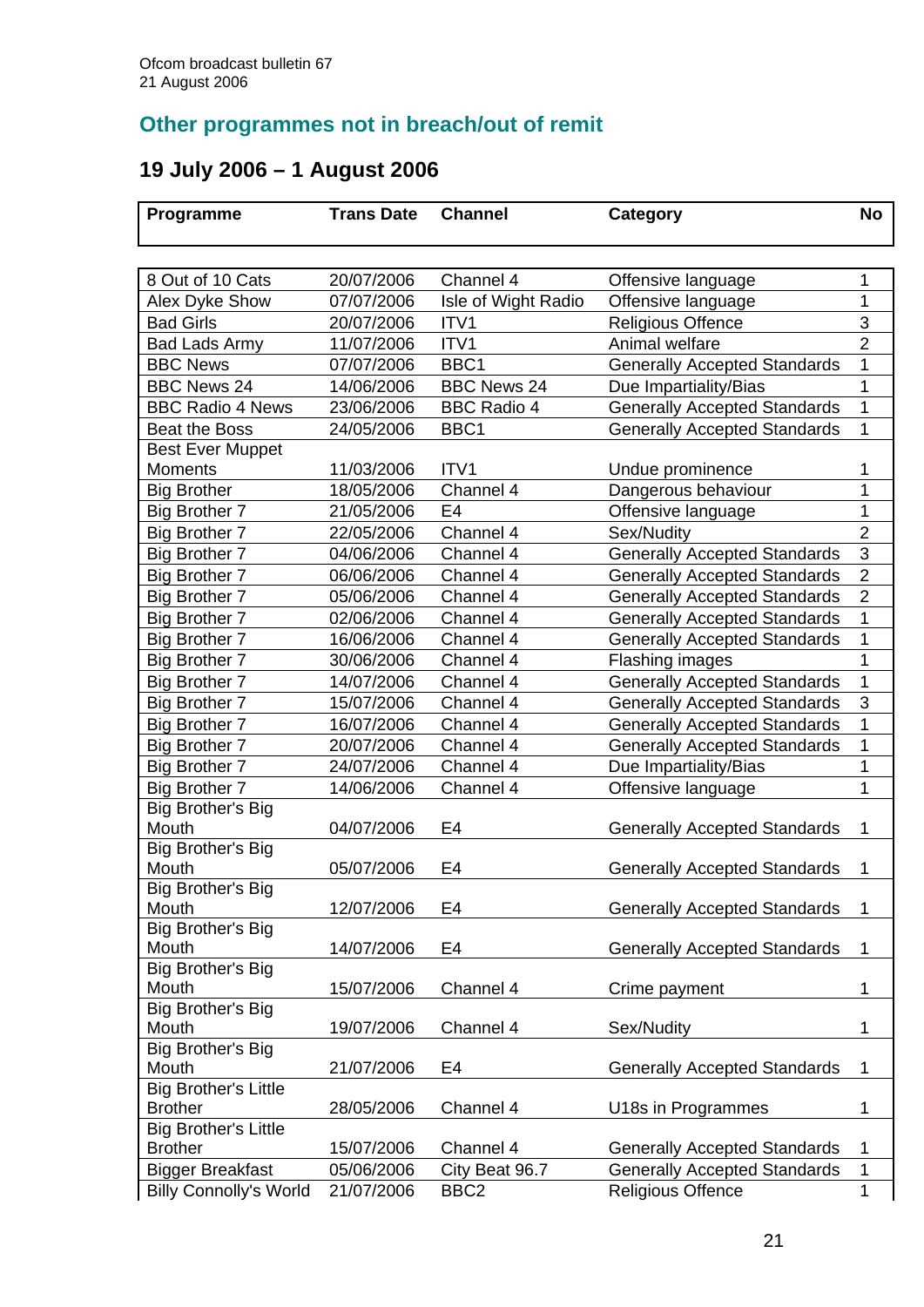## Other programmes not in breach/out of remit

### 19 July 2006 – 1 August 2006

| Programme | Trans Date | Channel | Category | No |
|---|---|---|---|---|
| 8 Out of 10 Cats | 20/07/2006 | Channel 4 | Offensive language | 1 |
| Alex Dyke Show | 07/07/2006 | Isle of Wight Radio | Offensive language | 1 |
| Bad Girls | 20/07/2006 | ITV1 | Religious Offence | 3 |
| Bad Lads Army | 11/07/2006 | ITV1 | Animal welfare | 2 |
| BBC News | 07/07/2006 | BBC1 | Generally Accepted Standards | 1 |
| BBC News 24 | 14/06/2006 | BBC News 24 | Due Impartiality/Bias | 1 |
| BBC Radio 4 News | 23/06/2006 | BBC Radio 4 | Generally Accepted Standards | 1 |
| Beat the Boss | 24/05/2006 | BBC1 | Generally Accepted Standards | 1 |
| Best Ever Muppet Moments | 11/03/2006 | ITV1 | Undue prominence | 1 |
| Big Brother | 18/05/2006 | Channel 4 | Dangerous behaviour | 1 |
| Big Brother 7 | 21/05/2006 | E4 | Offensive language | 1 |
| Big Brother 7 | 22/05/2006 | Channel 4 | Sex/Nudity | 2 |
| Big Brother 7 | 04/06/2006 | Channel 4 | Generally Accepted Standards | 3 |
| Big Brother 7 | 06/06/2006 | Channel 4 | Generally Accepted Standards | 2 |
| Big Brother 7 | 05/06/2006 | Channel 4 | Generally Accepted Standards | 2 |
| Big Brother 7 | 02/06/2006 | Channel 4 | Generally Accepted Standards | 1 |
| Big Brother 7 | 16/06/2006 | Channel 4 | Generally Accepted Standards | 1 |
| Big Brother 7 | 30/06/2006 | Channel 4 | Flashing images | 1 |
| Big Brother 7 | 14/07/2006 | Channel 4 | Generally Accepted Standards | 1 |
| Big Brother 7 | 15/07/2006 | Channel 4 | Generally Accepted Standards | 3 |
| Big Brother 7 | 16/07/2006 | Channel 4 | Generally Accepted Standards | 1 |
| Big Brother 7 | 20/07/2006 | Channel 4 | Generally Accepted Standards | 1 |
| Big Brother 7 | 24/07/2006 | Channel 4 | Due Impartiality/Bias | 1 |
| Big Brother 7 | 14/06/2006 | Channel 4 | Offensive language | 1 |
| Big Brother's Big Mouth | 04/07/2006 | E4 | Generally Accepted Standards | 1 |
| Big Brother's Big Mouth | 05/07/2006 | E4 | Generally Accepted Standards | 1 |
| Big Brother's Big Mouth | 12/07/2006 | E4 | Generally Accepted Standards | 1 |
| Big Brother's Big Mouth | 14/07/2006 | E4 | Generally Accepted Standards | 1 |
| Big Brother's Big Mouth | 15/07/2006 | Channel 4 | Crime payment | 1 |
| Big Brother's Big Mouth | 19/07/2006 | Channel 4 | Sex/Nudity | 1 |
| Big Brother's Big Mouth | 21/07/2006 | E4 | Generally Accepted Standards | 1 |
| Big Brother's Little Brother | 28/05/2006 | Channel 4 | U18s in Programmes | 1 |
| Big Brother's Little Brother | 15/07/2006 | Channel 4 | Generally Accepted Standards | 1 |
| Bigger Breakfast | 05/06/2006 | City Beat 96.7 | Generally Accepted Standards | 1 |
| Billy Connolly's World | 21/07/2006 | BBC2 | Religious Offence | 1 |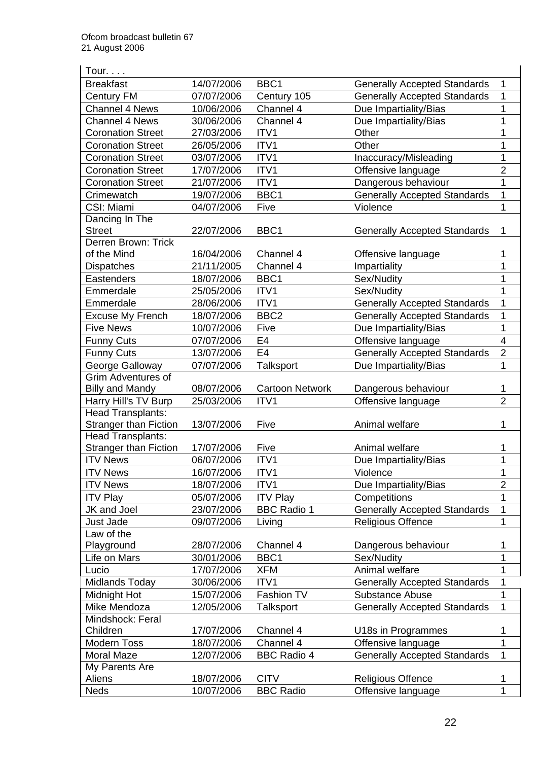| Tour. . . . | | | | |
|---|---|---|---|---|
| Breakfast | 14/07/2006 | BBC1 | Generally Accepted Standards | 1 |
| Century FM | 07/07/2006 | Century 105 | Generally Accepted Standards | 1 |
| Channel 4 News | 10/06/2006 | Channel 4 | Due Impartiality/Bias | 1 |
| Channel 4 News | 30/06/2006 | Channel 4 | Due Impartiality/Bias | 1 |
| Coronation Street | 27/03/2006 | ITV1 | Other | 1 |
| Coronation Street | 26/05/2006 | ITV1 | Other | 1 |
| Coronation Street | 03/07/2006 | ITV1 | Inaccuracy/Misleading | 1 |
| Coronation Street | 17/07/2006 | ITV1 | Offensive language | 2 |
| Coronation Street | 21/07/2006 | ITV1 | Dangerous behaviour | 1 |
| Crimewatch | 19/07/2006 | BBC1 | Generally Accepted Standards | 1 |
| CSI: Miami | 04/07/2006 | Five | Violence | 1 |
| Dancing In The Street | 22/07/2006 | BBC1 | Generally Accepted Standards | 1 |
| Derren Brown: Trick of the Mind | 16/04/2006 | Channel 4 | Offensive language | 1 |
| Dispatches | 21/11/2005 | Channel 4 | Impartiality | 1 |
| Eastenders | 18/07/2006 | BBC1 | Sex/Nudity | 1 |
| Emmerdale | 25/05/2006 | ITV1 | Sex/Nudity | 1 |
| Emmerdale | 28/06/2006 | ITV1 | Generally Accepted Standards | 1 |
| Excuse My French | 18/07/2006 | BBC2 | Generally Accepted Standards | 1 |
| Five News | 10/07/2006 | Five | Due Impartiality/Bias | 1 |
| Funny Cuts | 07/07/2006 | E4 | Offensive language | 4 |
| Funny Cuts | 13/07/2006 | E4 | Generally Accepted Standards | 2 |
| George Galloway | 07/07/2006 | Talksport | Due Impartiality/Bias | 1 |
| Grim Adventures of Billy and Mandy | 08/07/2006 | Cartoon Network | Dangerous behaviour | 1 |
| Harry Hill's TV Burp | 25/03/2006 | ITV1 | Offensive language | 2 |
| Head Transplants: Stranger than Fiction | 13/07/2006 | Five | Animal welfare | 1 |
| Head Transplants: Stranger than Fiction | 17/07/2006 | Five | Animal welfare | 1 |
| ITV News | 06/07/2006 | ITV1 | Due Impartiality/Bias | 1 |
| ITV News | 16/07/2006 | ITV1 | Violence | 1 |
| ITV News | 18/07/2006 | ITV1 | Due Impartiality/Bias | 2 |
| ITV Play | 05/07/2006 | ITV Play | Competitions | 1 |
| JK and Joel | 23/07/2006 | BBC Radio 1 | Generally Accepted Standards | 1 |
| Just Jade | 09/07/2006 | Living | Religious Offence | 1 |
| Law of the Playground | 28/07/2006 | Channel 4 | Dangerous behaviour | 1 |
| Life on Mars | 30/01/2006 | BBC1 | Sex/Nudity | 1 |
| Lucio | 17/07/2006 | XFM | Animal welfare | 1 |
| Midlands Today | 30/06/2006 | ITV1 | Generally Accepted Standards | 1 |
| Midnight Hot | 15/07/2006 | Fashion TV | Substance Abuse | 1 |
| Mike Mendoza | 12/05/2006 | Talksport | Generally Accepted Standards | 1 |
| Mindshock: Feral Children | 17/07/2006 | Channel 4 | U18s in Programmes | 1 |
| Modern Toss | 18/07/2006 | Channel 4 | Offensive language | 1 |
| Moral Maze | 12/07/2006 | BBC Radio 4 | Generally Accepted Standards | 1 |
| My Parents Are Aliens | 18/07/2006 | CITV | Religious Offence | 1 |
| Neds | 10/07/2006 | BBC Radio | Offensive language | 1 |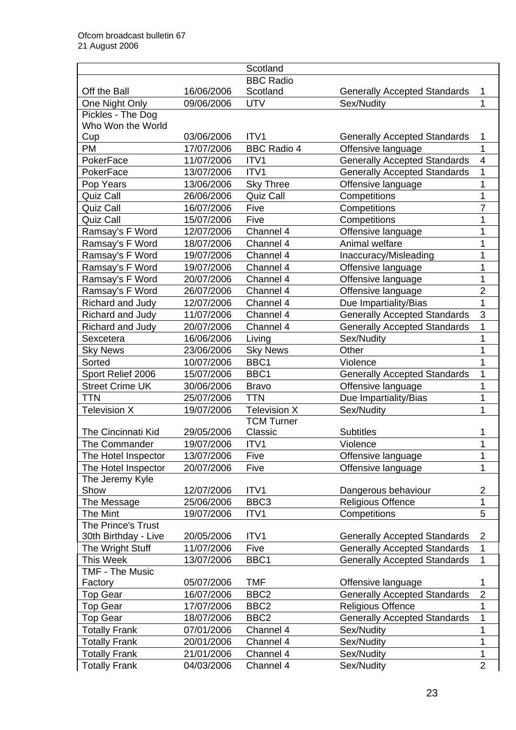| | | | | |
|---|---|---|---|---|
| | | Scotland | | |
| Off the Ball | 16/06/2006 | BBC Radio Scotland | Generally Accepted Standards | 1 |
| One Night Only | 09/06/2006 | UTV | Sex/Nudity | 1 |
| Pickles - The Dog Who Won the World Cup | 03/06/2006 | ITV1 | Generally Accepted Standards | 1 |
| PM | 17/07/2006 | BBC Radio 4 | Offensive language | 1 |
| PokerFace | 11/07/2006 | ITV1 | Generally Accepted Standards | 4 |
| PokerFace | 13/07/2006 | ITV1 | Generally Accepted Standards | 1 |
| Pop Years | 13/06/2006 | Sky Three | Offensive language | 1 |
| Quiz Call | 26/06/2006 | Quiz Call | Competitions | 1 |
| Quiz Call | 16/07/2006 | Five | Competitions | 7 |
| Quiz Call | 15/07/2006 | Five | Competitions | 1 |
| Ramsay's F Word | 12/07/2006 | Channel 4 | Offensive language | 1 |
| Ramsay's F Word | 18/07/2006 | Channel 4 | Animal welfare | 1 |
| Ramsay's F Word | 19/07/2006 | Channel 4 | Inaccuracy/Misleading | 1 |
| Ramsay's F Word | 19/07/2006 | Channel 4 | Offensive language | 1 |
| Ramsay's F Word | 20/07/2006 | Channel 4 | Offensive language | 1 |
| Ramsay's F Word | 26/07/2006 | Channel 4 | Offensive language | 2 |
| Richard and Judy | 12/07/2006 | Channel 4 | Due Impartiality/Bias | 1 |
| Richard and Judy | 11/07/2006 | Channel 4 | Generally Accepted Standards | 3 |
| Richard and Judy | 20/07/2006 | Channel 4 | Generally Accepted Standards | 1 |
| Sexcetera | 16/06/2006 | Living | Sex/Nudity | 1 |
| Sky News | 23/06/2006 | Sky News | Other | 1 |
| Sorted | 10/07/2006 | BBC1 | Violence | 1 |
| Sport Relief 2006 | 15/07/2006 | BBC1 | Generally Accepted Standards | 1 |
| Street Crime UK | 30/06/2006 | Bravo | Offensive language | 1 |
| TTN | 25/07/2006 | TTN | Due Impartiality/Bias | 1 |
| Television X | 19/07/2006 | Television X | Sex/Nudity | 1 |
| The Cincinnati Kid | 29/05/2006 | TCM Turner Classic | Subtitles | 1 |
| The Commander | 19/07/2006 | ITV1 | Violence | 1 |
| The Hotel Inspector | 13/07/2006 | Five | Offensive language | 1 |
| The Hotel Inspector | 20/07/2006 | Five | Offensive language | 1 |
| The Jeremy Kyle Show | 12/07/2006 | ITV1 | Dangerous behaviour | 2 |
| The Message | 25/06/2006 | BBC3 | Religious Offence | 1 |
| The Mint | 19/07/2006 | ITV1 | Competitions | 5 |
| The Prince's Trust 30th Birthday - Live | 20/05/2006 | ITV1 | Generally Accepted Standards | 2 |
| The Wright Stuff | 11/07/2006 | Five | Generally Accepted Standards | 1 |
| This Week | 13/07/2006 | BBC1 | Generally Accepted Standards | 1 |
| TMF - The Music Factory | 05/07/2006 | TMF | Offensive language | 1 |
| Top Gear | 16/07/2006 | BBC2 | Generally Accepted Standards | 2 |
| Top Gear | 17/07/2006 | BBC2 | Religious Offence | 1 |
| Top Gear | 18/07/2006 | BBC2 | Generally Accepted Standards | 1 |
| Totally Frank | 07/01/2006 | Channel 4 | Sex/Nudity | 1 |
| Totally Frank | 20/01/2006 | Channel 4 | Sex/Nudity | 1 |
| Totally Frank | 21/01/2006 | Channel 4 | Sex/Nudity | 1 |
| Totally Frank | 04/03/2006 | Channel 4 | Sex/Nudity | 2 |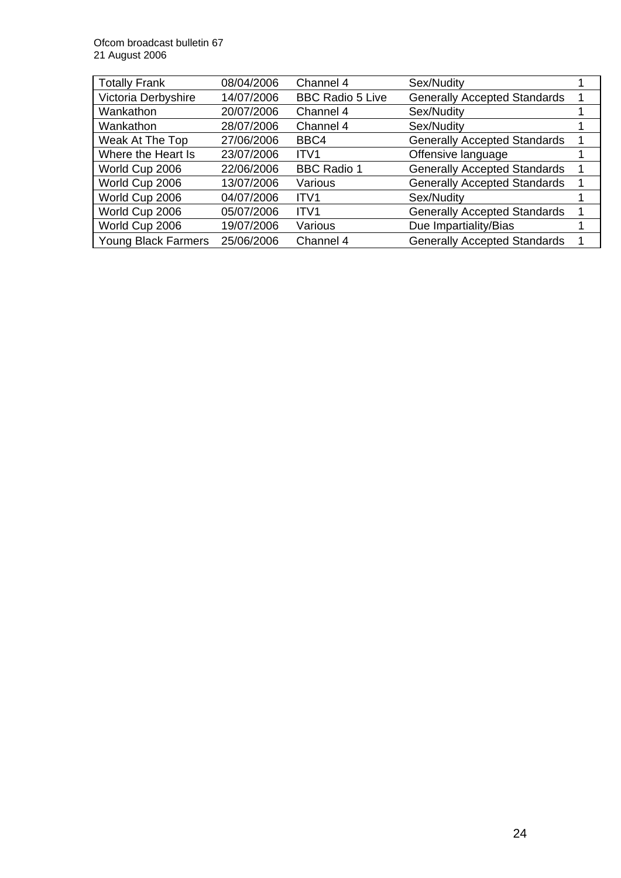| | | | | |
|---|---|---|---|---|
| Totally Frank | 08/04/2006 | Channel 4 | Sex/Nudity | 1 |
| Victoria Derbyshire | 14/07/2006 | BBC Radio 5 Live | Generally Accepted Standards | 1 |
| Wankathon | 20/07/2006 | Channel 4 | Sex/Nudity | 1 |
| Wankathon | 28/07/2006 | Channel 4 | Sex/Nudity | 1 |
| Weak At The Top | 27/06/2006 | BBC4 | Generally Accepted Standards | 1 |
| Where the Heart Is | 23/07/2006 | ITV1 | Offensive language | 1 |
| World Cup 2006 | 22/06/2006 | BBC Radio 1 | Generally Accepted Standards | 1 |
| World Cup 2006 | 13/07/2006 | Various | Generally Accepted Standards | 1 |
| World Cup 2006 | 04/07/2006 | ITV1 | Sex/Nudity | 1 |
| World Cup 2006 | 05/07/2006 | ITV1 | Generally Accepted Standards | 1 |
| World Cup 2006 | 19/07/2006 | Various | Due Impartiality/Bias | 1 |
| Young Black Farmers | 25/06/2006 | Channel 4 | Generally Accepted Standards | 1 |